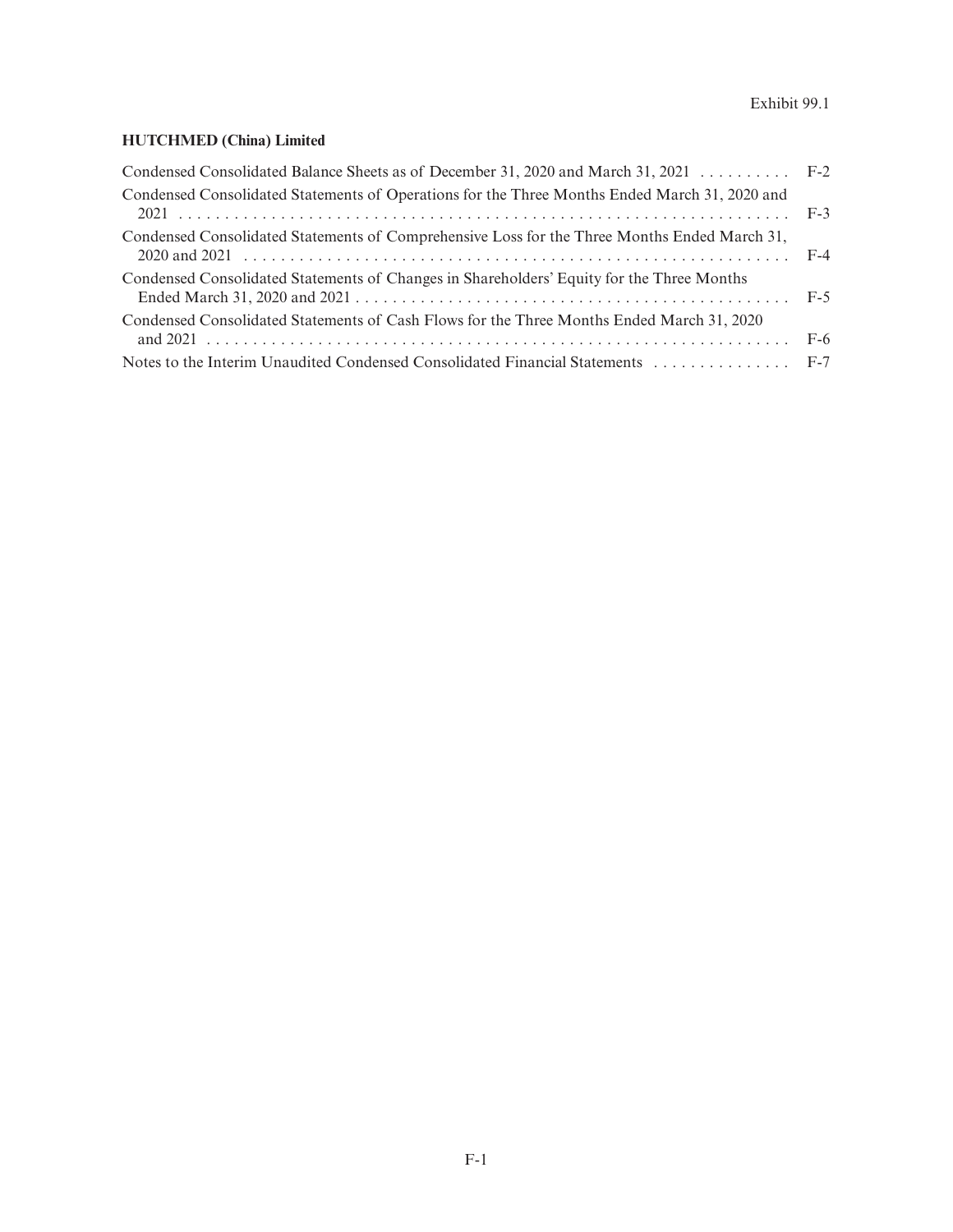Exhibit 99.1

**HUTCHMED (China) Limited**

| | |
|---|---|
| Condensed Consolidated Balance Sheets as of December 31, 2020 and March 31, 2021 | F-2 |
| Condensed Consolidated Statements of Operations for the Three Months Ended March 31, 2020 and 2021 | F-3 |
| Condensed Consolidated Statements of Comprehensive Loss for the Three Months Ended March 31, 2020 and 2021 | F-4 |
| Condensed Consolidated Statements of Changes in Shareholders' Equity for the Three Months Ended March 31, 2020 and 2021 | F-5 |
| Condensed Consolidated Statements of Cash Flows for the Three Months Ended March 31, 2020 and 2021 | F-6 |
| Notes to the Interim Unaudited Condensed Consolidated Financial Statements | F-7 |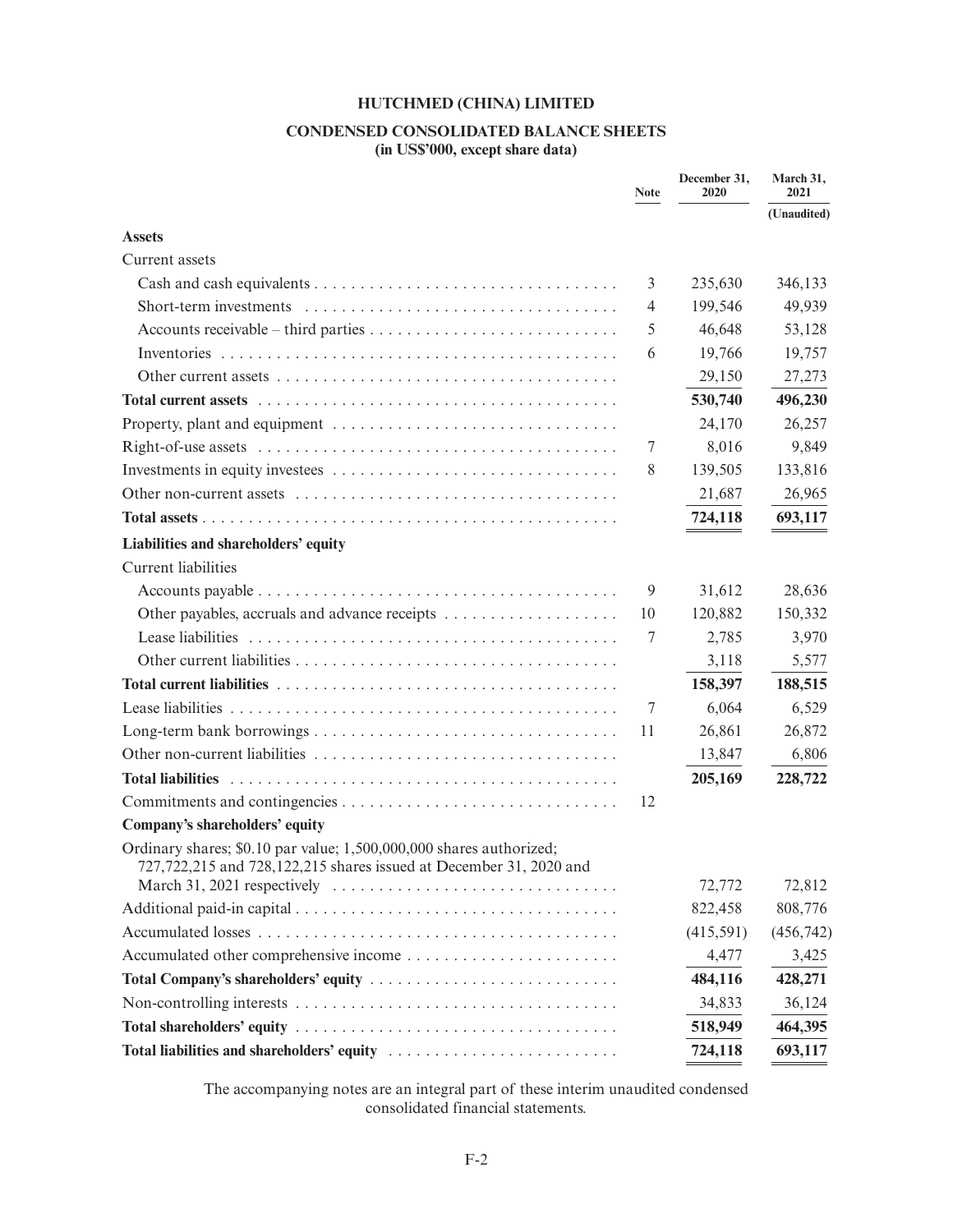# HUTCHMED (CHINA) LIMITED

## CONDENSED CONSOLIDATED BALANCE SHEETS

**(in US$'000, except share data)**

| | Note | December 31, 2020 | March 31, 2021 |
|---|---|---|---|
| | | | (Unaudited) |
| **Assets** | | | |
| Current assets | | | |
| Cash and cash equivalents | 3 | 235,630 | 346,133 |
| Short-term investments | 4 | 199,546 | 49,939 |
| Accounts receivable – third parties | 5 | 46,648 | 53,128 |
| Inventories | 6 | 19,766 | 19,757 |
| Other current assets | | 29,150 | 27,273 |
| **Total current assets** | | **530,740** | **496,230** |
| Property, plant and equipment | | 24,170 | 26,257 |
| Right-of-use assets | 7 | 8,016 | 9,849 |
| Investments in equity investees | 8 | 139,505 | 133,816 |
| Other non-current assets | | 21,687 | 26,965 |
| **Total assets** | | **724,118** | **693,117** |
| **Liabilities and shareholders' equity** | | | |
| Current liabilities | | | |
| Accounts payable | 9 | 31,612 | 28,636 |
| Other payables, accruals and advance receipts | 10 | 120,882 | 150,332 |
| Lease liabilities | 7 | 2,785 | 3,970 |
| Other current liabilities | | 3,118 | 5,577 |
| **Total current liabilities** | | **158,397** | **188,515** |
| Lease liabilities | 7 | 6,064 | 6,529 |
| Long-term bank borrowings | 11 | 26,861 | 26,872 |
| Other non-current liabilities | | 13,847 | 6,806 |
| **Total liabilities** | | **205,169** | **228,722** |
| Commitments and contingencies | 12 | | |
| **Company's shareholders' equity** | | | |
| Ordinary shares; $0.10 par value; 1,500,000,000 shares authorized; 727,722,215 and 728,122,215 shares issued at December 31, 2020 and March 31, 2021 respectively | | 72,772 | 72,812 |
| Additional paid-in capital | | 822,458 | 808,776 |
| Accumulated losses | | (415,591) | (456,742) |
| Accumulated other comprehensive income | | 4,477 | 3,425 |
| **Total Company's shareholders' equity** | | **484,116** | **428,271** |
| Non-controlling interests | | 34,833 | 36,124 |
| **Total shareholders' equity** | | **518,949** | **464,395** |
| **Total liabilities and shareholders' equity** | | **724,118** | **693,117** |

The accompanying notes are an integral part of these interim unaudited condensed consolidated financial statements.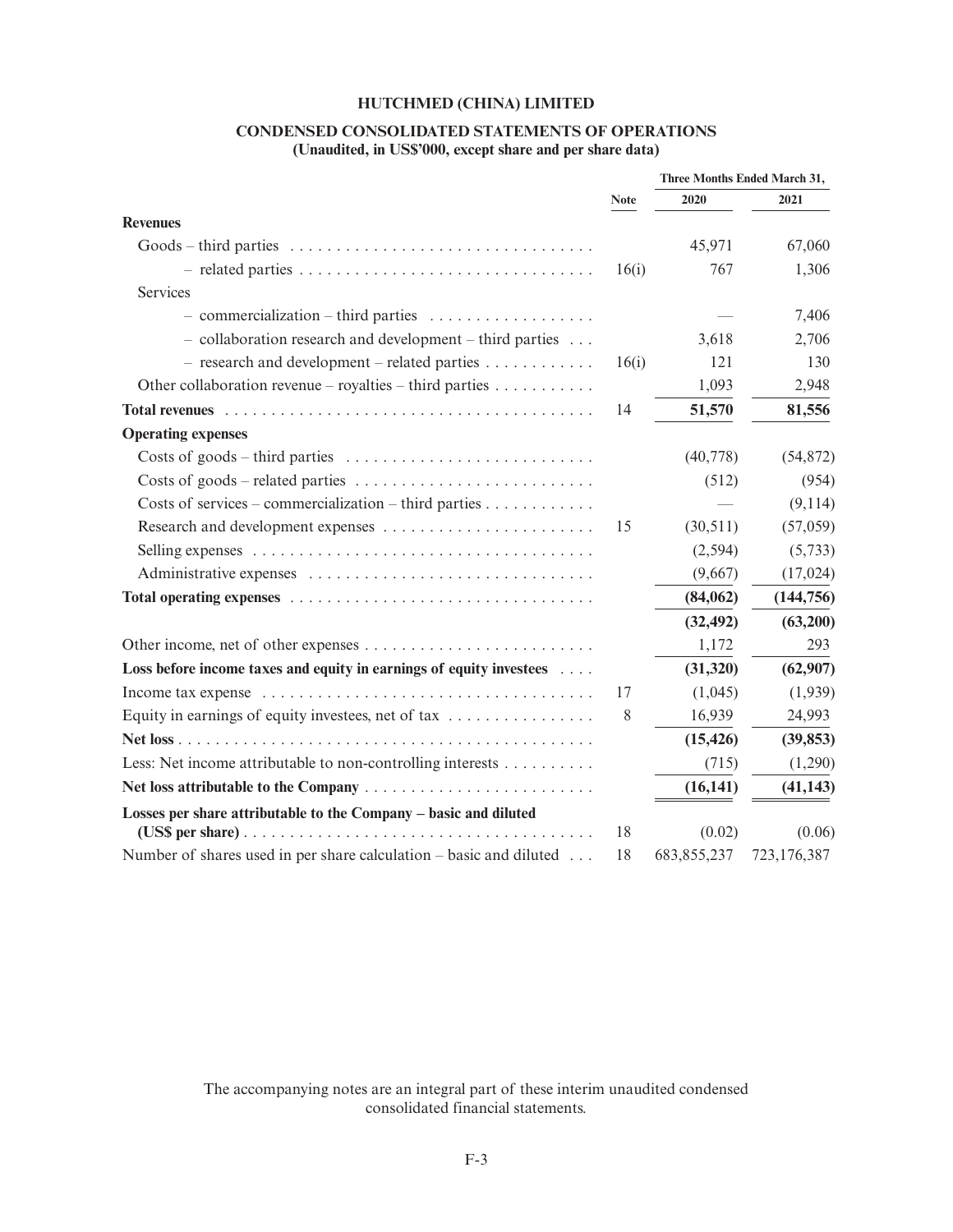# HUTCHMED (CHINA) LIMITED

## CONDENSED CONSOLIDATED STATEMENTS OF OPERATIONS
**(Unaudited, in US$'000, except share and per share data)**

| | Note | Three Months Ended March 31, | |
|---|---|---|---|
| | | 2020 | 2021 |
| **Revenues** | | | |
| Goods – third parties | | 45,971 | 67,060 |
| – related parties | 16(i) | 767 | 1,306 |
| Services | | | |
| – commercialization – third parties | | — | 7,406 |
| – collaboration research and development – third parties | | 3,618 | 2,706 |
| – research and development – related parties | 16(i) | 121 | 130 |
| Other collaboration revenue – royalties – third parties | | 1,093 | 2,948 |
| **Total revenues** | 14 | **51,570** | **81,556** |
| **Operating expenses** | | | |
| Costs of goods – third parties | | (40,778) | (54,872) |
| Costs of goods – related parties | | (512) | (954) |
| Costs of services – commercialization – third parties | | — | (9,114) |
| Research and development expenses | 15 | (30,511) | (57,059) |
| Selling expenses | | (2,594) | (5,733) |
| Administrative expenses | | (9,667) | (17,024) |
| **Total operating expenses** | | **(84,062)** | **(144,756)** |
| | | **(32,492)** | **(63,200)** |
| Other income, net of other expenses | | 1,172 | 293 |
| **Loss before income taxes and equity in earnings of equity investees** | | **(31,320)** | **(62,907)** |
| Income tax expense | 17 | (1,045) | (1,939) |
| Equity in earnings of equity investees, net of tax | 8 | 16,939 | 24,993 |
| **Net loss** | | **(15,426)** | **(39,853)** |
| Less: Net income attributable to non-controlling interests | | (715) | (1,290) |
| **Net loss attributable to the Company** | | **(16,141)** | **(41,143)** |
| **Losses per share attributable to the Company – basic and diluted (US$ per share)** | 18 | (0.02) | (0.06) |
| Number of shares used in per share calculation – basic and diluted | 18 | 683,855,237 | 723,176,387 |

The accompanying notes are an integral part of these interim unaudited condensed consolidated financial statements.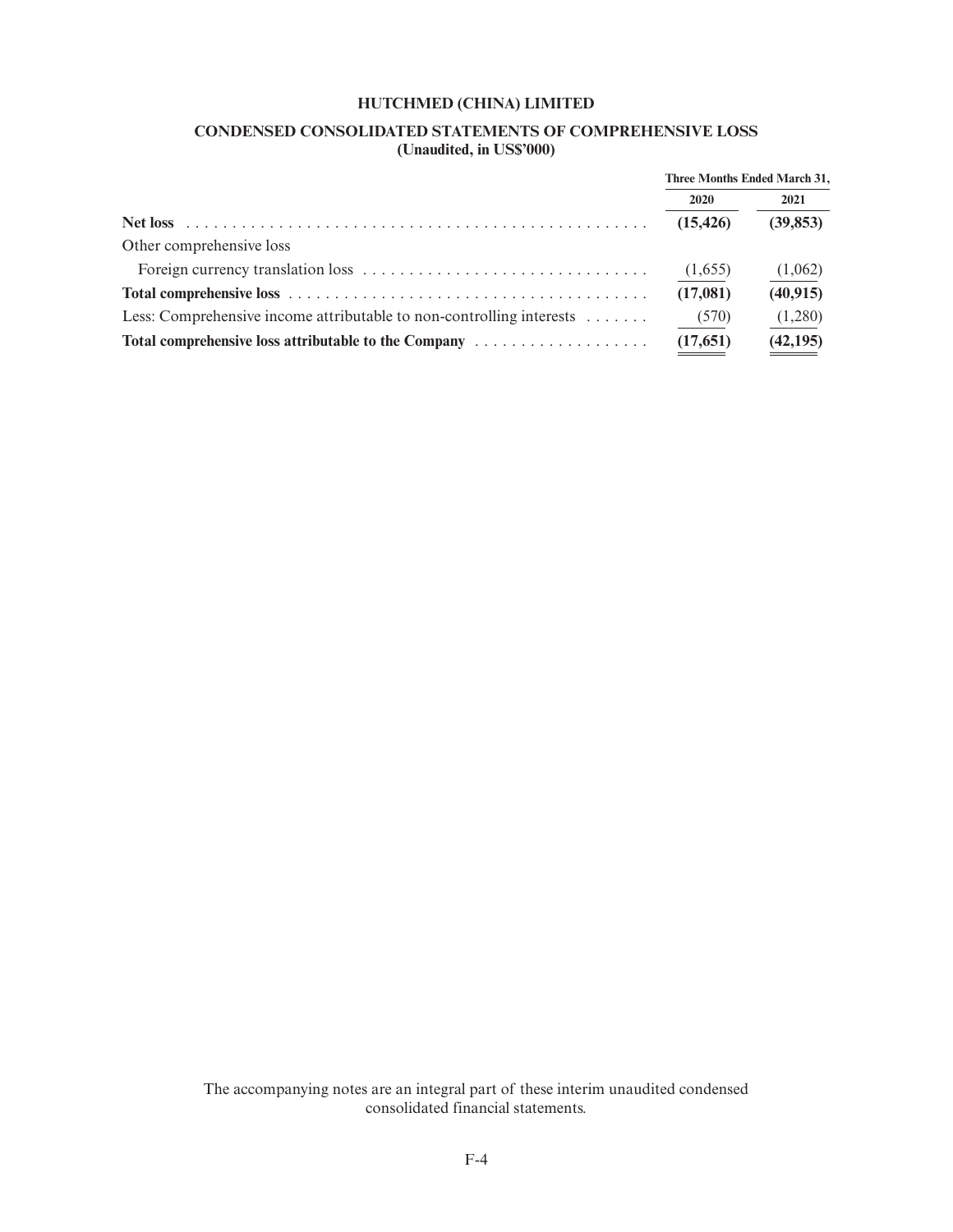**HUTCHMED (CHINA) LIMITED**

**CONDENSED CONSOLIDATED STATEMENTS OF COMPREHENSIVE LOSS**
**(Unaudited, in US$'000)**

| | Three Months Ended March 31, | |
|---|---|---|
| | **2020** | **2021** |
| **Net loss** | **(15,426)** | **(39,853)** |
| Other comprehensive loss | | |
| Foreign currency translation loss | (1,655) | (1,062) |
| **Total comprehensive loss** | **(17,081)** | **(40,915)** |
| Less: Comprehensive income attributable to non-controlling interests | (570) | (1,280) |
| **Total comprehensive loss attributable to the Company** | **(17,651)** | **(42,195)** |

The accompanying notes are an integral part of these interim unaudited condensed consolidated financial statements.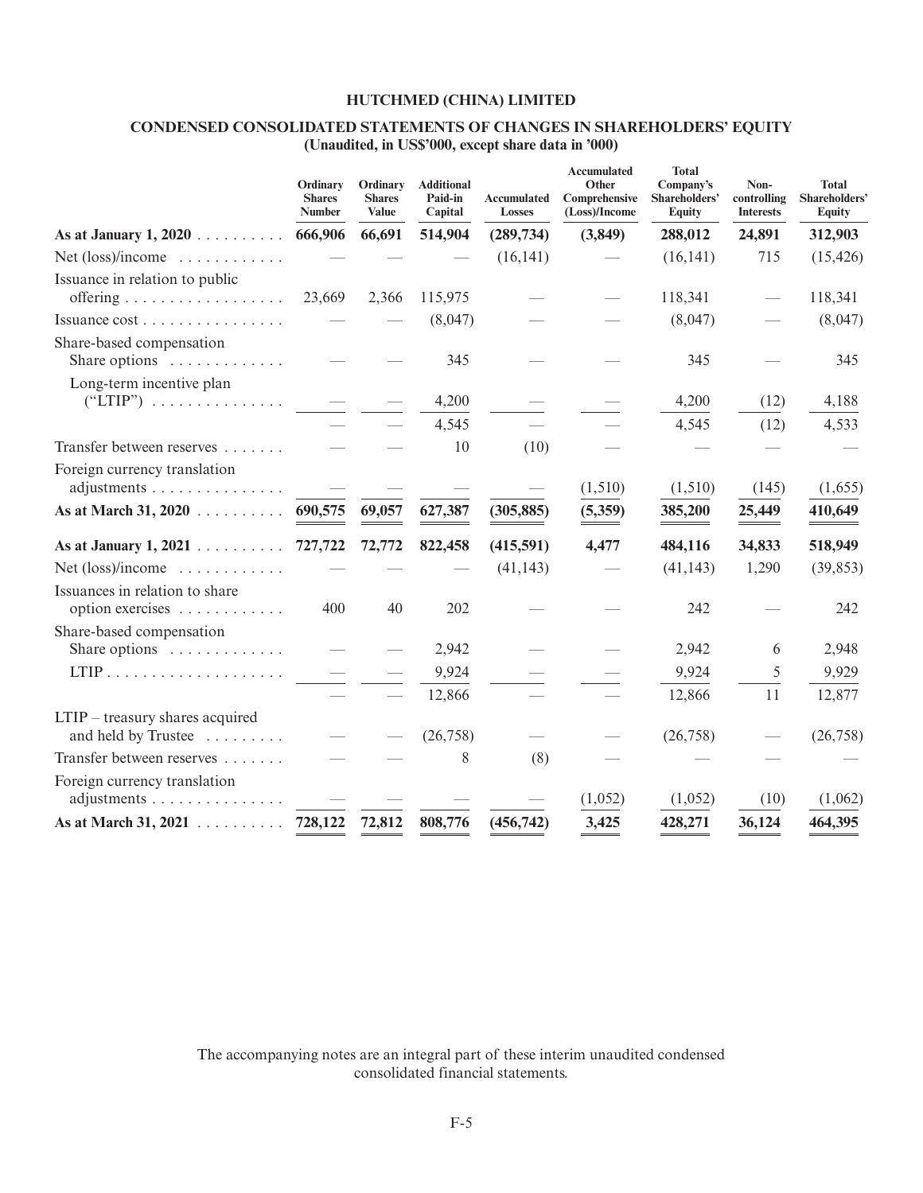# HUTCHMED (CHINA) LIMITED

## CONDENSED CONSOLIDATED STATEMENTS OF CHANGES IN SHAREHOLDERS' EQUITY

**(Unaudited, in US$'000, except share data in '000)**

| | Ordinary Shares Number | Ordinary Shares Value | Additional Paid-in Capital | Accumulated Losses | Accumulated Other Comprehensive (Loss)/Income | Total Company's Shareholders' Equity | Non-controlling Interests | Total Shareholders' Equity |
|---|---|---|---|---|---|---|---|---|
| **As at January 1, 2020** | **666,906** | **66,691** | **514,904** | **(289,734)** | **(3,849)** | **288,012** | **24,891** | **312,903** |
| Net (loss)/income | — | — | — | (16,141) | — | (16,141) | 715 | (15,426) |
| Issuance in relation to public offering | 23,669 | 2,366 | 115,975 | — | — | 118,341 | — | 118,341 |
| Issuance cost | — | — | (8,047) | — | — | (8,047) | — | (8,047) |
| Share-based compensation | | | | | | | | |
| Share options | — | — | 345 | — | — | 345 | — | 345 |
| Long-term incentive plan ("LTIP") | — | — | 4,200 | — | — | 4,200 | (12) | 4,188 |
| | — | — | 4,545 | — | — | 4,545 | (12) | 4,533 |
| Transfer between reserves | — | — | 10 | (10) | — | — | — | — |
| Foreign currency translation adjustments | — | — | — | — | (1,510) | (1,510) | (145) | (1,655) |
| **As at March 31, 2020** | **690,575** | **69,057** | **627,387** | **(305,885)** | **(5,359)** | **385,200** | **25,449** | **410,649** |
| **As at January 1, 2021** | **727,722** | **72,772** | **822,458** | **(415,591)** | **4,477** | **484,116** | **34,833** | **518,949** |
| Net (loss)/income | — | — | — | (41,143) | — | (41,143) | 1,290 | (39,853) |
| Issuances in relation to share option exercises | 400 | 40 | 202 | — | — | 242 | — | 242 |
| Share-based compensation | | | | | | | | |
| Share options | — | — | 2,942 | — | — | 2,942 | 6 | 2,948 |
| LTIP | — | — | 9,924 | — | — | 9,924 | 5 | 9,929 |
| | — | — | 12,866 | — | — | 12,866 | 11 | 12,877 |
| LTIP – treasury shares acquired and held by Trustee | — | — | (26,758) | — | — | (26,758) | — | (26,758) |
| Transfer between reserves | — | — | 8 | (8) | — | — | — | — |
| Foreign currency translation adjustments | — | — | — | — | (1,052) | (1,052) | (10) | (1,062) |
| **As at March 31, 2021** | **728,122** | **72,812** | **808,776** | **(456,742)** | **3,425** | **428,271** | **36,124** | **464,395** |

The accompanying notes are an integral part of these interim unaudited condensed consolidated financial statements.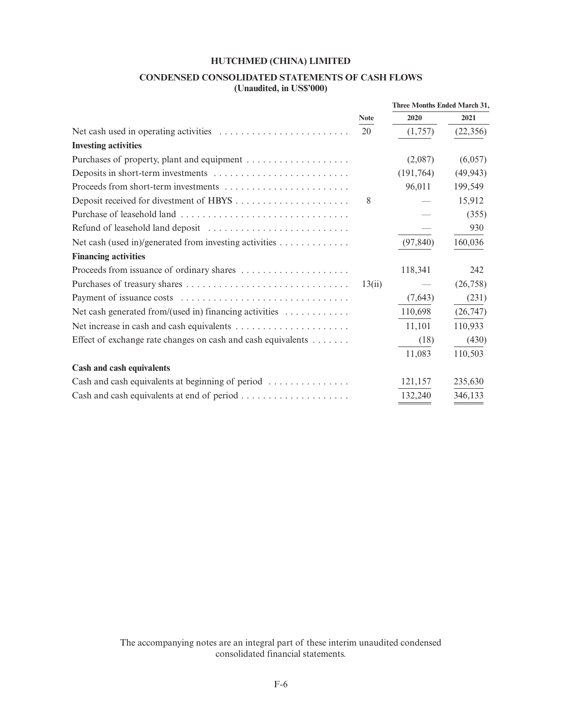# HUTCHMED (CHINA) LIMITED

## CONDENSED CONSOLIDATED STATEMENTS OF CASH FLOWS
**(Unaudited, in US$'000)**

| | Note | Three Months Ended March 31, 2020 | 2021 |
|---|---|---|---|
| Net cash used in operating activities | 20 | (1,757) | (22,356) |
| **Investing activities** | | | |
| Purchases of property, plant and equipment | | (2,087) | (6,057) |
| Deposits in short-term investments | | (191,764) | (49,943) |
| Proceeds from short-term investments | | 96,011 | 199,549 |
| Deposit received for divestment of HBYS | 8 | — | 15,912 |
| Purchase of leasehold land | | — | (355) |
| Refund of leasehold land deposit | | — | 930 |
| Net cash (used in)/generated from investing activities | | (97,840) | 160,036 |
| **Financing activities** | | | |
| Proceeds from issuance of ordinary shares | | 118,341 | 242 |
| Purchases of treasury shares | 13(ii) | — | (26,758) |
| Payment of issuance costs | | (7,643) | (231) |
| Net cash generated from/(used in) financing activities | | 110,698 | (26,747) |
| Net increase in cash and cash equivalents | | 11,101 | 110,933 |
| Effect of exchange rate changes on cash and cash equivalents | | (18) | (430) |
| | | 11,083 | 110,503 |
| **Cash and cash equivalents** | | | |
| Cash and cash equivalents at beginning of period | | 121,157 | 235,630 |
| Cash and cash equivalents at end of period | | 132,240 | 346,133 |

The accompanying notes are an integral part of these interim unaudited condensed consolidated financial statements.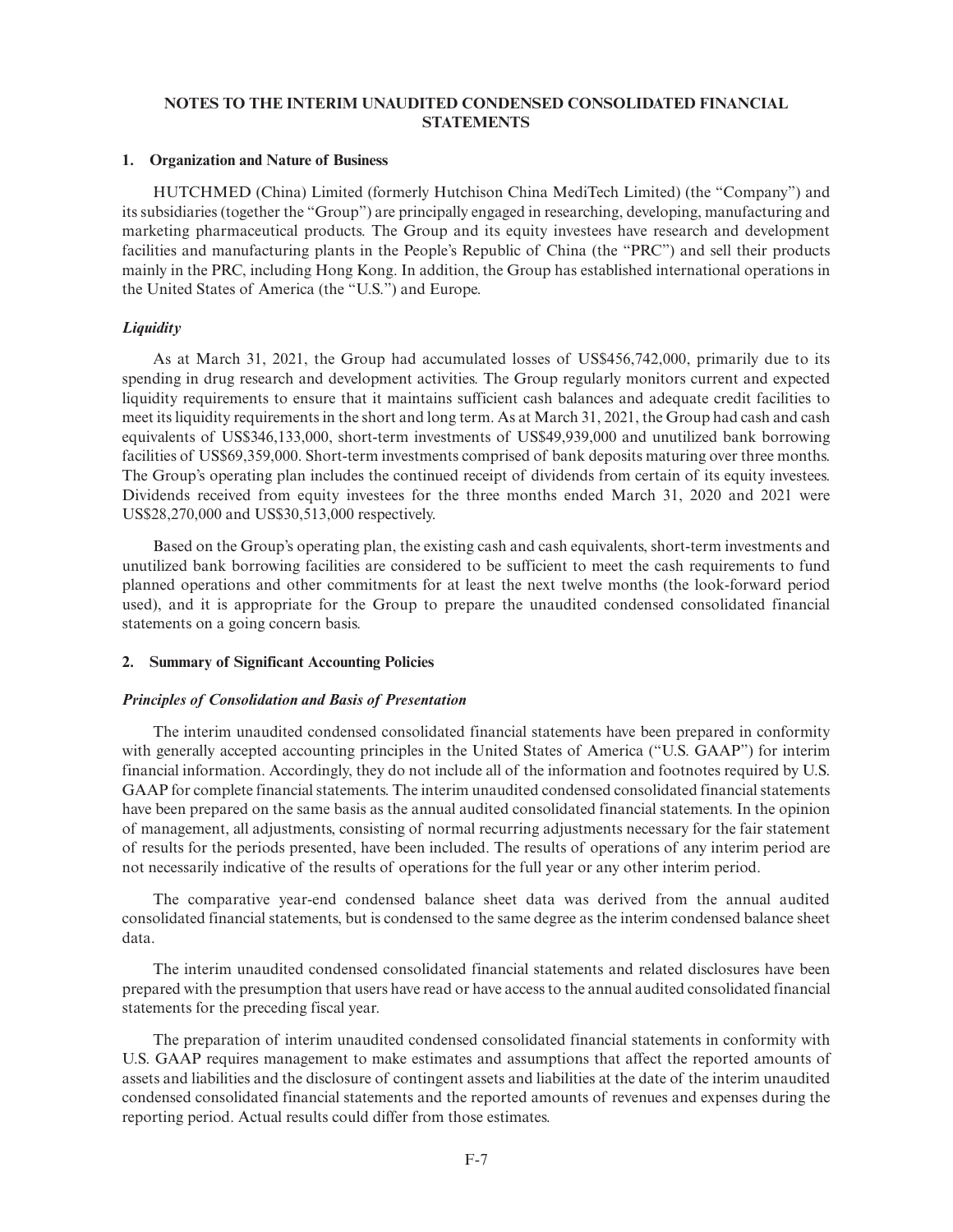# NOTES TO THE INTERIM UNAUDITED CONDENSED CONSOLIDATED FINANCIAL STATEMENTS

## 1. Organization and Nature of Business

HUTCHMED (China) Limited (formerly Hutchison China MediTech Limited) (the "Company") and its subsidiaries (together the "Group") are principally engaged in researching, developing, manufacturing and marketing pharmaceutical products. The Group and its equity investees have research and development facilities and manufacturing plants in the People's Republic of China (the "PRC") and sell their products mainly in the PRC, including Hong Kong. In addition, the Group has established international operations in the United States of America (the "U.S.") and Europe.

### *Liquidity*

As at March 31, 2021, the Group had accumulated losses of US$456,742,000, primarily due to its spending in drug research and development activities. The Group regularly monitors current and expected liquidity requirements to ensure that it maintains sufficient cash balances and adequate credit facilities to meet its liquidity requirements in the short and long term. As at March 31, 2021, the Group had cash and cash equivalents of US$346,133,000, short-term investments of US$49,939,000 and unutilized bank borrowing facilities of US$69,359,000. Short-term investments comprised of bank deposits maturing over three months. The Group's operating plan includes the continued receipt of dividends from certain of its equity investees. Dividends received from equity investees for the three months ended March 31, 2020 and 2021 were US$28,270,000 and US$30,513,000 respectively.

Based on the Group's operating plan, the existing cash and cash equivalents, short-term investments and unutilized bank borrowing facilities are considered to be sufficient to meet the cash requirements to fund planned operations and other commitments for at least the next twelve months (the look-forward period used), and it is appropriate for the Group to prepare the unaudited condensed consolidated financial statements on a going concern basis.

## 2. Summary of Significant Accounting Policies

### *Principles of Consolidation and Basis of Presentation*

The interim unaudited condensed consolidated financial statements have been prepared in conformity with generally accepted accounting principles in the United States of America ("U.S. GAAP") for interim financial information. Accordingly, they do not include all of the information and footnotes required by U.S. GAAP for complete financial statements. The interim unaudited condensed consolidated financial statements have been prepared on the same basis as the annual audited consolidated financial statements. In the opinion of management, all adjustments, consisting of normal recurring adjustments necessary for the fair statement of results for the periods presented, have been included. The results of operations of any interim period are not necessarily indicative of the results of operations for the full year or any other interim period.

The comparative year-end condensed balance sheet data was derived from the annual audited consolidated financial statements, but is condensed to the same degree as the interim condensed balance sheet data.

The interim unaudited condensed consolidated financial statements and related disclosures have been prepared with the presumption that users have read or have access to the annual audited consolidated financial statements for the preceding fiscal year.

The preparation of interim unaudited condensed consolidated financial statements in conformity with U.S. GAAP requires management to make estimates and assumptions that affect the reported amounts of assets and liabilities and the disclosure of contingent assets and liabilities at the date of the interim unaudited condensed consolidated financial statements and the reported amounts of revenues and expenses during the reporting period. Actual results could differ from those estimates.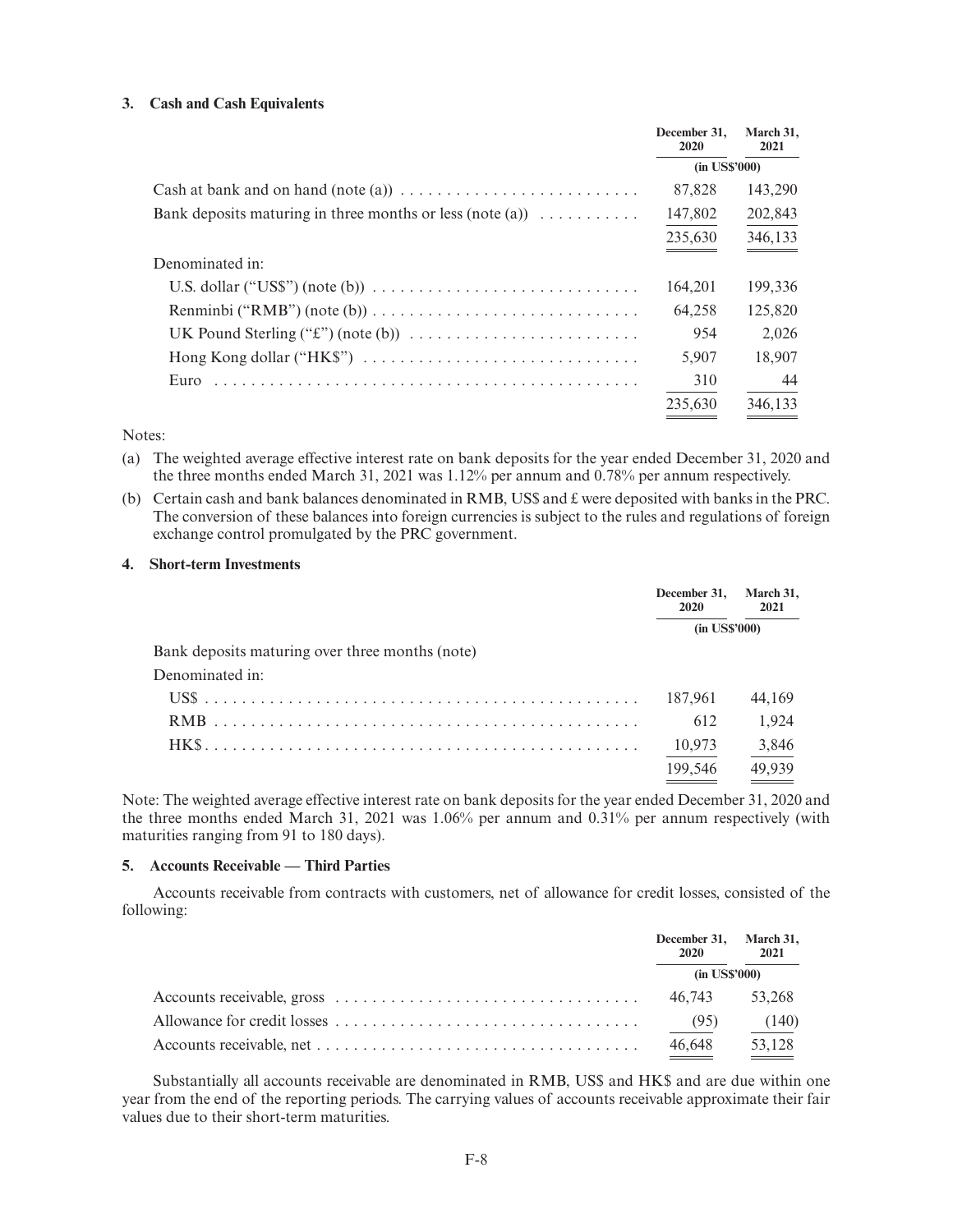### 3. Cash and Cash Equivalents

| | December 31, 2020 | March 31, 2021 |
|---|---|---|
| | (in US$'000) | |
| Cash at bank and on hand (note (a)) | 87,828 | 143,290 |
| Bank deposits maturing in three months or less (note (a)) | 147,802 | 202,843 |
| | 235,630 | 346,133 |
| Denominated in: | | |
| U.S. dollar ("US$") (note (b)) | 164,201 | 199,336 |
| Renminbi ("RMB") (note (b)) | 64,258 | 125,820 |
| UK Pound Sterling ("£") (note (b)) | 954 | 2,026 |
| Hong Kong dollar ("HK$") | 5,907 | 18,907 |
| Euro | 310 | 44 |
| | 235,630 | 346,133 |

Notes:

(a) The weighted average effective interest rate on bank deposits for the year ended December 31, 2020 and the three months ended March 31, 2021 was 1.12% per annum and 0.78% per annum respectively.

(b) Certain cash and bank balances denominated in RMB, US$ and £ were deposited with banks in the PRC. The conversion of these balances into foreign currencies is subject to the rules and regulations of foreign exchange control promulgated by the PRC government.

### 4. Short-term Investments

| | December 31, 2020 | March 31, 2021 |
|---|---|---|
| | (in US$'000) | |
| Bank deposits maturing over three months (note) | | |
| Denominated in: | | |
| US$ | 187,961 | 44,169 |
| RMB | 612 | 1,924 |
| HK$ | 10,973 | 3,846 |
| | 199,546 | 49,939 |

Note: The weighted average effective interest rate on bank deposits for the year ended December 31, 2020 and the three months ended March 31, 2021 was 1.06% per annum and 0.31% per annum respectively (with maturities ranging from 91 to 180 days).

### 5. Accounts Receivable — Third Parties

Accounts receivable from contracts with customers, net of allowance for credit losses, consisted of the following:

| | December 31, 2020 | March 31, 2021 |
|---|---|---|
| | (in US$'000) | |
| Accounts receivable, gross | 46,743 | 53,268 |
| Allowance for credit losses | (95) | (140) |
| Accounts receivable, net | 46,648 | 53,128 |

Substantially all accounts receivable are denominated in RMB, US$ and HK$ and are due within one year from the end of the reporting periods. The carrying values of accounts receivable approximate their fair values due to their short-term maturities.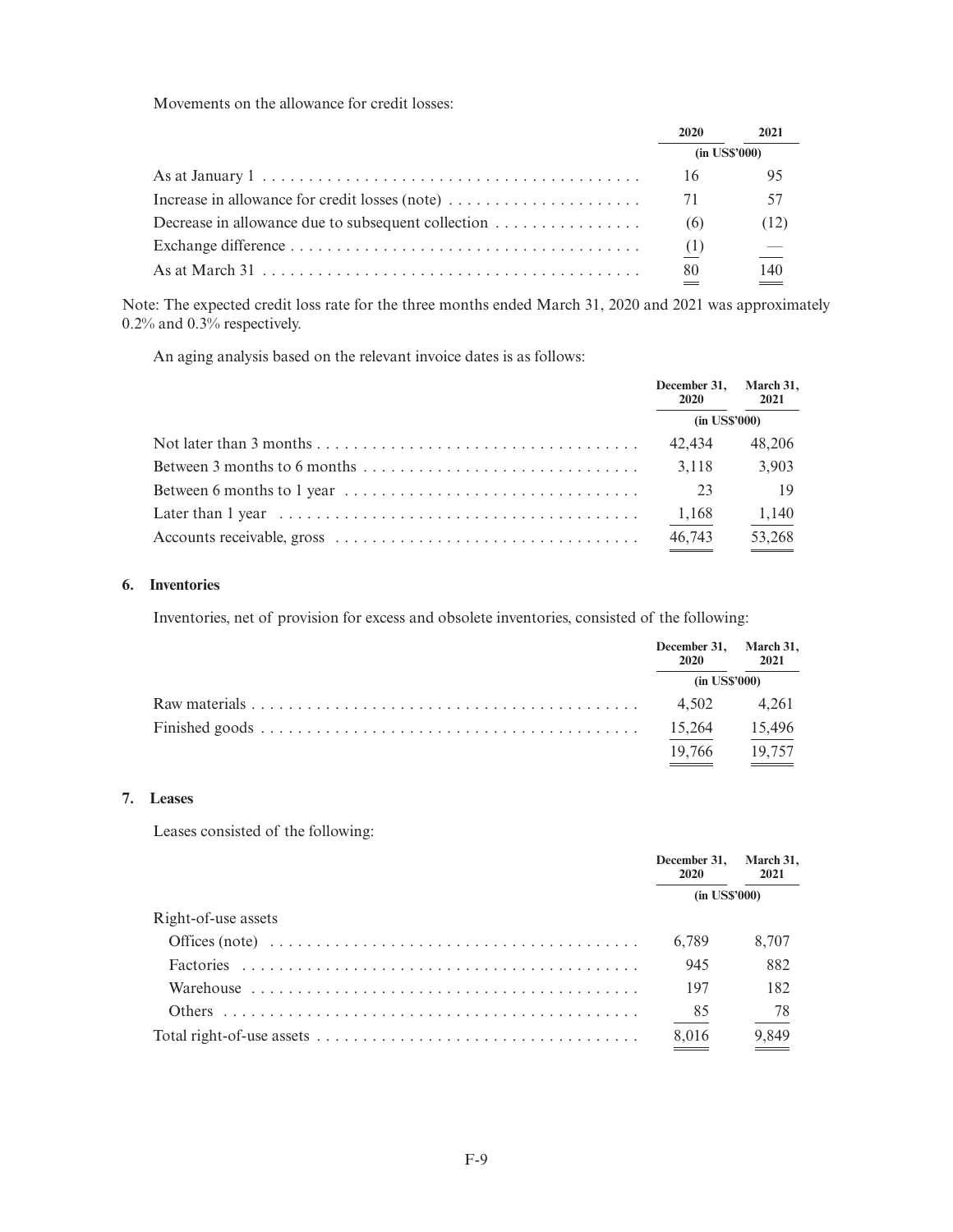Movements on the allowance for credit losses:

| | 2020 | 2021 |
|---|---|---|
| | (in US$'000) | |
| As at January 1 | 16 | 95 |
| Increase in allowance for credit losses (note) | 71 | 57 |
| Decrease in allowance due to subsequent collection | (6) | (12) |
| Exchange difference | (1) | — |
| As at March 31 | 80 | 140 |

Note: The expected credit loss rate for the three months ended March 31, 2020 and 2021 was approximately 0.2% and 0.3% respectively.

An aging analysis based on the relevant invoice dates is as follows:

| | December 31, 2020 | March 31, 2021 |
|---|---|---|
| | (in US$'000) | |
| Not later than 3 months | 42,434 | 48,206 |
| Between 3 months to 6 months | 3,118 | 3,903 |
| Between 6 months to 1 year | 23 | 19 |
| Later than 1 year | 1,168 | 1,140 |
| Accounts receivable, gross | 46,743 | 53,268 |

## 6. Inventories

Inventories, net of provision for excess and obsolete inventories, consisted of the following:

| | December 31, 2020 | March 31, 2021 |
|---|---|---|
| | (in US$'000) | |
| Raw materials | 4,502 | 4,261 |
| Finished goods | 15,264 | 15,496 |
| | 19,766 | 19,757 |

## 7. Leases

Leases consisted of the following:

| | December 31, 2020 | March 31, 2021 |
|---|---|---|
| | (in US$'000) | |
| Right-of-use assets | | |
| Offices (note) | 6,789 | 8,707 |
| Factories | 945 | 882 |
| Warehouse | 197 | 182 |
| Others | 85 | 78 |
| Total right-of-use assets | 8,016 | 9,849 |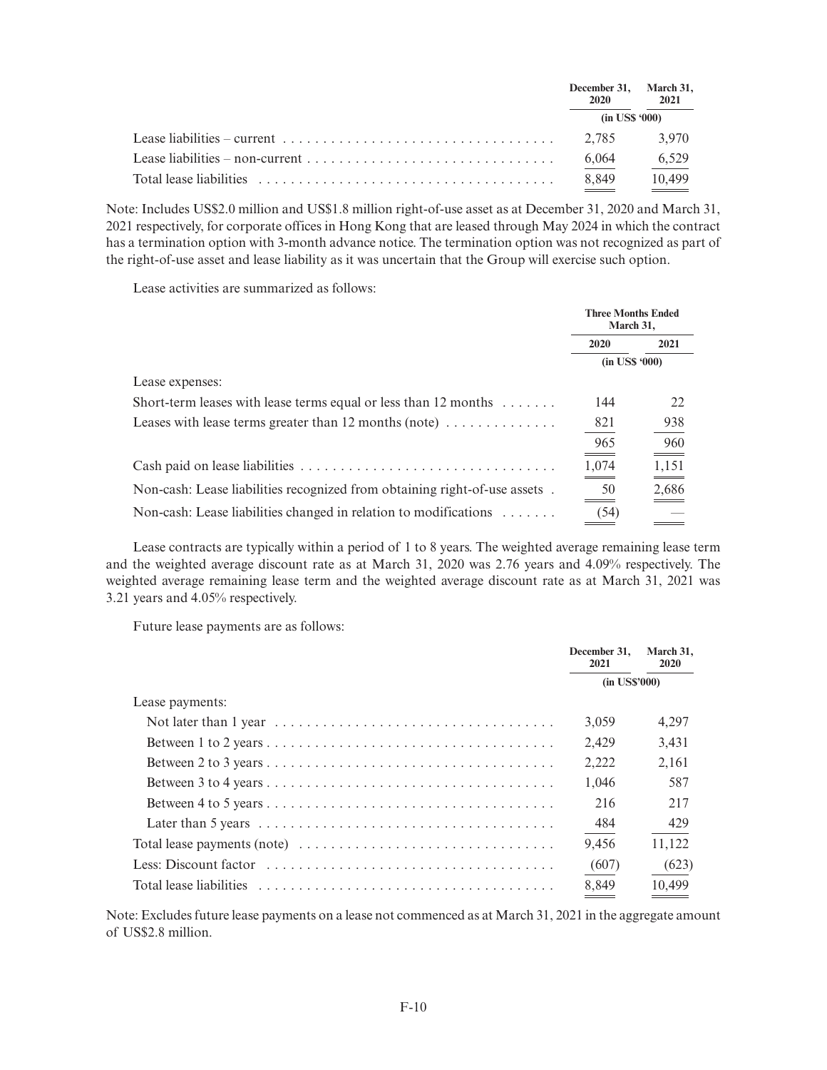| | December 31, 2020 | March 31, 2021 |
|---|---|---|
| | (in US$ '000) | |
| Lease liabilities – current | 2,785 | 3,970 |
| Lease liabilities – non-current | 6,064 | 6,529 |
| Total lease liabilities | 8,849 | 10,499 |

Note: Includes US$2.0 million and US$1.8 million right-of-use asset as at December 31, 2020 and March 31, 2021 respectively, for corporate offices in Hong Kong that are leased through May 2024 in which the contract has a termination option with 3-month advance notice. The termination option was not recognized as part of the right-of-use asset and lease liability as it was uncertain that the Group will exercise such option.

Lease activities are summarized as follows:

| | Three Months Ended March 31, | |
|---|---|---|
| | 2020 | 2021 |
| | (in US$ '000) | |
| Lease expenses: | | |
| Short-term leases with lease terms equal or less than 12 months | 144 | 22 |
| Leases with lease terms greater than 12 months (note) | 821 | 938 |
| | 965 | 960 |
| Cash paid on lease liabilities | 1,074 | 1,151 |
| Non-cash: Lease liabilities recognized from obtaining right-of-use assets | 50 | 2,686 |
| Non-cash: Lease liabilities changed in relation to modifications | (54) | — |

Lease contracts are typically within a period of 1 to 8 years. The weighted average remaining lease term and the weighted average discount rate as at March 31, 2020 was 2.76 years and 4.09% respectively. The weighted average remaining lease term and the weighted average discount rate as at March 31, 2021 was 3.21 years and 4.05% respectively.

Future lease payments are as follows:

| | December 31, 2021 | March 31, 2020 |
|---|---|---|
| | (in US$'000) | |
| Lease payments: | | |
| Not later than 1 year | 3,059 | 4,297 |
| Between 1 to 2 years | 2,429 | 3,431 |
| Between 2 to 3 years | 2,222 | 2,161 |
| Between 3 to 4 years | 1,046 | 587 |
| Between 4 to 5 years | 216 | 217 |
| Later than 5 years | 484 | 429 |
| Total lease payments (note) | 9,456 | 11,122 |
| Less: Discount factor | (607) | (623) |
| Total lease liabilities | 8,849 | 10,499 |

Note: Excludes future lease payments on a lease not commenced as at March 31, 2021 in the aggregate amount of US$2.8 million.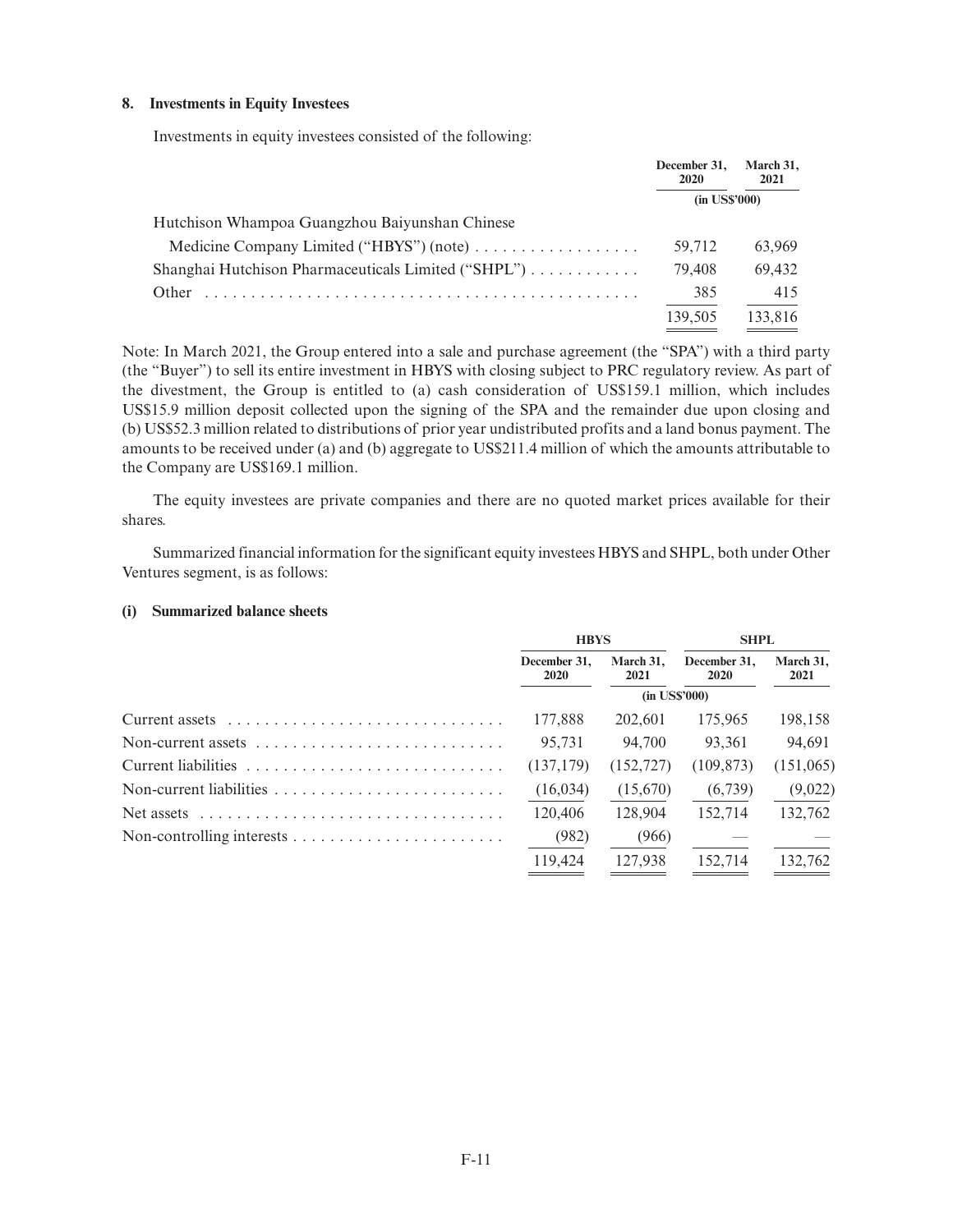### 8. Investments in Equity Investees

Investments in equity investees consisted of the following:

| | December 31, 2020 | March 31, 2021 |
|---|---|---|
| | (in US$'000) | |
| Hutchison Whampoa Guangzhou Baiyunshan Chinese Medicine Company Limited ("HBYS") (note) | 59,712 | 63,969 |
| Shanghai Hutchison Pharmaceuticals Limited ("SHPL") | 79,408 | 69,432 |
| Other | 385 | 415 |
| | 139,505 | 133,816 |

Note: In March 2021, the Group entered into a sale and purchase agreement (the "SPA") with a third party (the "Buyer") to sell its entire investment in HBYS with closing subject to PRC regulatory review. As part of the divestment, the Group is entitled to (a) cash consideration of US$159.1 million, which includes US$15.9 million deposit collected upon the signing of the SPA and the remainder due upon closing and (b) US$52.3 million related to distributions of prior year undistributed profits and a land bonus payment. The amounts to be received under (a) and (b) aggregate to US$211.4 million of which the amounts attributable to the Company are US$169.1 million.

The equity investees are private companies and there are no quoted market prices available for their shares.

Summarized financial information for the significant equity investees HBYS and SHPL, both under Other Ventures segment, is as follows:

#### (i) Summarized balance sheets

| | HBYS | | SHPL | |
|---|---|---|---|---|
| | December 31, 2020 | March 31, 2021 | December 31, 2020 | March 31, 2021 |
| | (in US$'000) | | | |
| Current assets | 177,888 | 202,601 | 175,965 | 198,158 |
| Non-current assets | 95,731 | 94,700 | 93,361 | 94,691 |
| Current liabilities | (137,179) | (152,727) | (109,873) | (151,065) |
| Non-current liabilities | (16,034) | (15,670) | (6,739) | (9,022) |
| Net assets | 120,406 | 128,904 | 152,714 | 132,762 |
| Non-controlling interests | (982) | (966) | — | — |
| | 119,424 | 127,938 | 152,714 | 132,762 |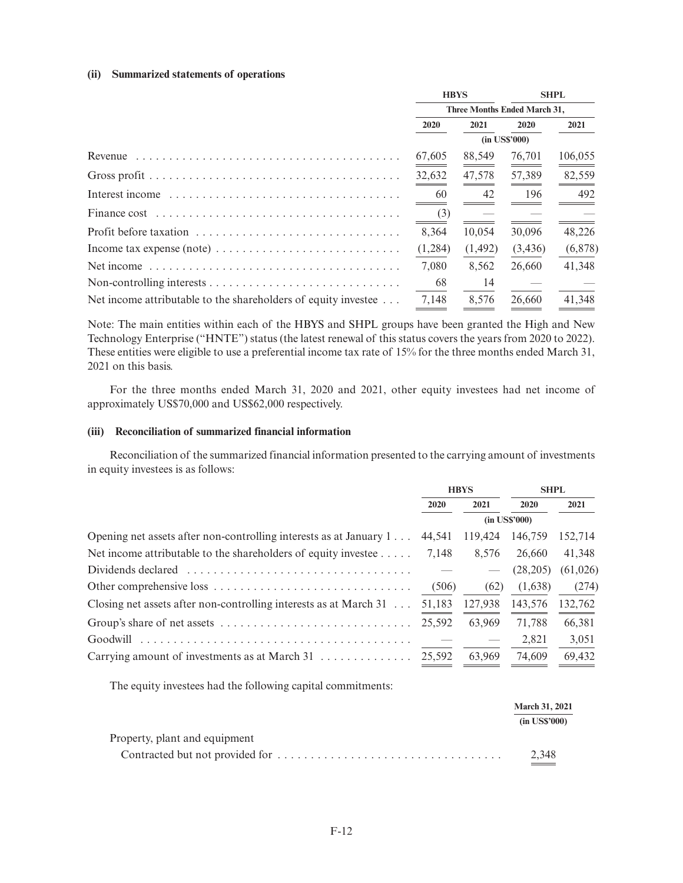#### (ii) Summarized statements of operations

| | HBYS | | SHPL | |
|---|---|---|---|---|
| | Three Months Ended March 31, | | | |
| | 2020 | 2021 | 2020 | 2021 |
| | (in US$'000) | | | |
| Revenue | 67,605 | 88,549 | 76,701 | 106,055 |
| Gross profit | 32,632 | 47,578 | 57,389 | 82,559 |
| Interest income | 60 | 42 | 196 | 492 |
| Finance cost | (3) | — | — | — |
| Profit before taxation | 8,364 | 10,054 | 30,096 | 48,226 |
| Income tax expense (note) | (1,284) | (1,492) | (3,436) | (6,878) |
| Net income | 7,080 | 8,562 | 26,660 | 41,348 |
| Non-controlling interests | 68 | 14 | — | — |
| Net income attributable to the shareholders of equity investee | 7,148 | 8,576 | 26,660 | 41,348 |

Note: The main entities within each of the HBYS and SHPL groups have been granted the High and New Technology Enterprise ("HNTE") status (the latest renewal of this status covers the years from 2020 to 2022). These entities were eligible to use a preferential income tax rate of 15% for the three months ended March 31, 2021 on this basis.

For the three months ended March 31, 2020 and 2021, other equity investees had net income of approximately US$70,000 and US$62,000 respectively.

#### (iii) Reconciliation of summarized financial information

Reconciliation of the summarized financial information presented to the carrying amount of investments in equity investees is as follows:

| | HBYS | | SHPL | |
|---|---|---|---|---|
| | 2020 | 2021 | 2020 | 2021 |
| | (in US$'000) | | | |
| Opening net assets after non-controlling interests as at January 1 | 44,541 | 119,424 | 146,759 | 152,714 |
| Net income attributable to the shareholders of equity investee | 7,148 | 8,576 | 26,660 | 41,348 |
| Dividends declared | — | — | (28,205) | (61,026) |
| Other comprehensive loss | (506) | (62) | (1,638) | (274) |
| Closing net assets after non-controlling interests as at March 31 | 51,183 | 127,938 | 143,576 | 132,762 |
| Group's share of net assets | 25,592 | 63,969 | 71,788 | 66,381 |
| Goodwill | — | — | 2,821 | 3,051 |
| Carrying amount of investments as at March 31 | 25,592 | 63,969 | 74,609 | 69,432 |

The equity investees had the following capital commitments:

| | March 31, 2021 |
|---|---|
| | (in US$'000) |
| Property, plant and equipment | |
| Contracted but not provided for | 2,348 |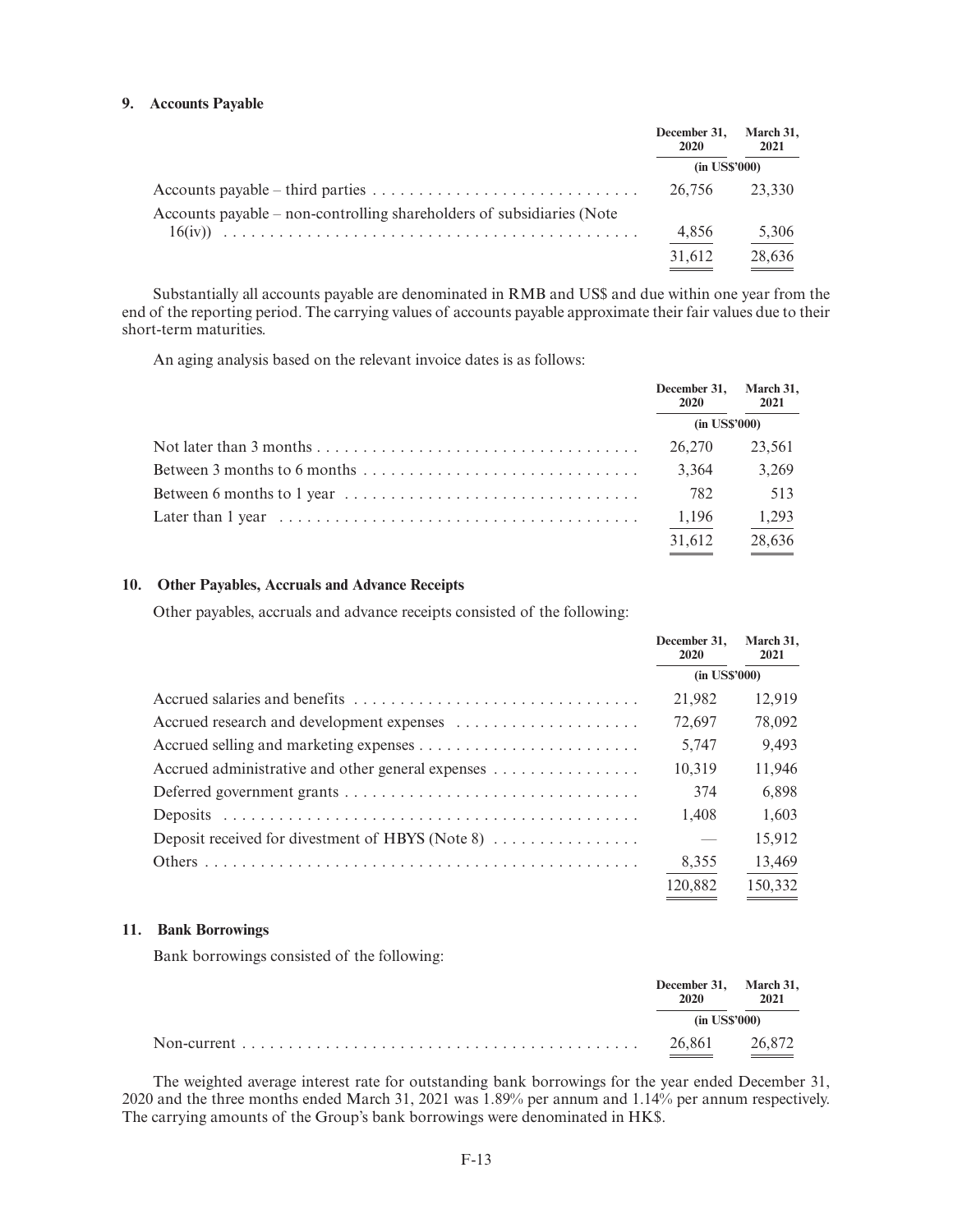## 9. Accounts Payable

| | December 31, 2020 | March 31, 2021 |
|---|---|---|
| | (in US$'000) | |
| Accounts payable – third parties | 26,756 | 23,330 |
| Accounts payable – non-controlling shareholders of subsidiaries (Note 16(iv)) | 4,856 | 5,306 |
| | 31,612 | 28,636 |

Substantially all accounts payable are denominated in RMB and US$ and due within one year from the end of the reporting period. The carrying values of accounts payable approximate their fair values due to their short-term maturities.

An aging analysis based on the relevant invoice dates is as follows:

| | December 31, 2020 | March 31, 2021 |
|---|---|---|
| | (in US$'000) | |
| Not later than 3 months | 26,270 | 23,561 |
| Between 3 months to 6 months | 3,364 | 3,269 |
| Between 6 months to 1 year | 782 | 513 |
| Later than 1 year | 1,196 | 1,293 |
| | 31,612 | 28,636 |

## 10. Other Payables, Accruals and Advance Receipts

Other payables, accruals and advance receipts consisted of the following:

| | December 31, 2020 | March 31, 2021 |
|---|---|---|
| | (in US$'000) | |
| Accrued salaries and benefits | 21,982 | 12,919 |
| Accrued research and development expenses | 72,697 | 78,092 |
| Accrued selling and marketing expenses | 5,747 | 9,493 |
| Accrued administrative and other general expenses | 10,319 | 11,946 |
| Deferred government grants | 374 | 6,898 |
| Deposits | 1,408 | 1,603 |
| Deposit received for divestment of HBYS (Note 8) | — | 15,912 |
| Others | 8,355 | 13,469 |
| | 120,882 | 150,332 |

## 11. Bank Borrowings

Bank borrowings consisted of the following:

| | December 31, 2020 | March 31, 2021 |
|---|---|---|
| | (in US$'000) | |
| Non-current | 26,861 | 26,872 |

The weighted average interest rate for outstanding bank borrowings for the year ended December 31, 2020 and the three months ended March 31, 2021 was 1.89% per annum and 1.14% per annum respectively. The carrying amounts of the Group's bank borrowings were denominated in HK$.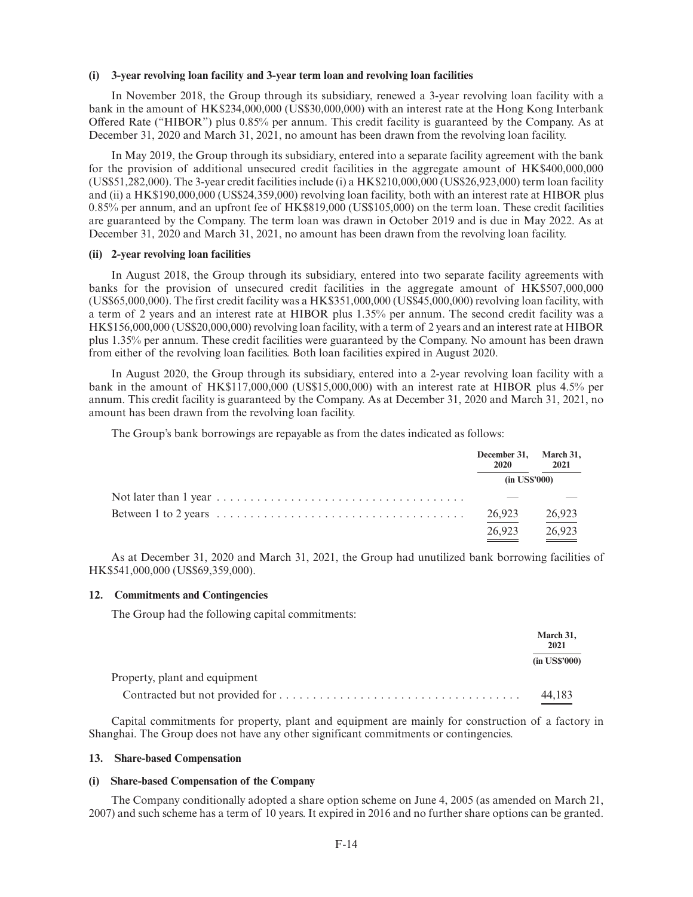#### (i) 3-year revolving loan facility and 3-year term loan and revolving loan facilities

In November 2018, the Group through its subsidiary, renewed a 3-year revolving loan facility with a bank in the amount of HK$234,000,000 (US$30,000,000) with an interest rate at the Hong Kong Interbank Offered Rate ("HIBOR") plus 0.85% per annum. This credit facility is guaranteed by the Company. As at December 31, 2020 and March 31, 2021, no amount has been drawn from the revolving loan facility.

In May 2019, the Group through its subsidiary, entered into a separate facility agreement with the bank for the provision of additional unsecured credit facilities in the aggregate amount of HK$400,000,000 (US$51,282,000). The 3-year credit facilities include (i) a HK$210,000,000 (US$26,923,000) term loan facility and (ii) a HK$190,000,000 (US$24,359,000) revolving loan facility, both with an interest rate at HIBOR plus 0.85% per annum, and an upfront fee of HK$819,000 (US$105,000) on the term loan. These credit facilities are guaranteed by the Company. The term loan was drawn in October 2019 and is due in May 2022. As at December 31, 2020 and March 31, 2021, no amount has been drawn from the revolving loan facility.

#### (ii) 2-year revolving loan facilities

In August 2018, the Group through its subsidiary, entered into two separate facility agreements with banks for the provision of unsecured credit facilities in the aggregate amount of HK$507,000,000 (US$65,000,000). The first credit facility was a HK$351,000,000 (US$45,000,000) revolving loan facility, with a term of 2 years and an interest rate at HIBOR plus 1.35% per annum. The second credit facility was a HK$156,000,000 (US$20,000,000) revolving loan facility, with a term of 2 years and an interest rate at HIBOR plus 1.35% per annum. These credit facilities were guaranteed by the Company. No amount has been drawn from either of the revolving loan facilities. Both loan facilities expired in August 2020.

In August 2020, the Group through its subsidiary, entered into a 2-year revolving loan facility with a bank in the amount of HK$117,000,000 (US$15,000,000) with an interest rate at HIBOR plus 4.5% per annum. This credit facility is guaranteed by the Company. As at December 31, 2020 and March 31, 2021, no amount has been drawn from the revolving loan facility.

The Group's bank borrowings are repayable as from the dates indicated as follows:

| | December 31, 2020 | March 31, 2021 |
|---|---|---|
| | (in US$'000) | |
| Not later than 1 year | — | — |
| Between 1 to 2 years | 26,923 | 26,923 |
| | 26,923 | 26,923 |

As at December 31, 2020 and March 31, 2021, the Group had unutilized bank borrowing facilities of HK$541,000,000 (US$69,359,000).

### 12. Commitments and Contingencies

The Group had the following capital commitments:

| | March 31, 2021 |
|---|---|
| | (in US$'000) |
| Property, plant and equipment | |
| Contracted but not provided for | 44,183 |

Capital commitments for property, plant and equipment are mainly for construction of a factory in Shanghai. The Group does not have any other significant commitments or contingencies.

### 13. Share-based Compensation

#### (i) Share-based Compensation of the Company

The Company conditionally adopted a share option scheme on June 4, 2005 (as amended on March 21, 2007) and such scheme has a term of 10 years. It expired in 2016 and no further share options can be granted.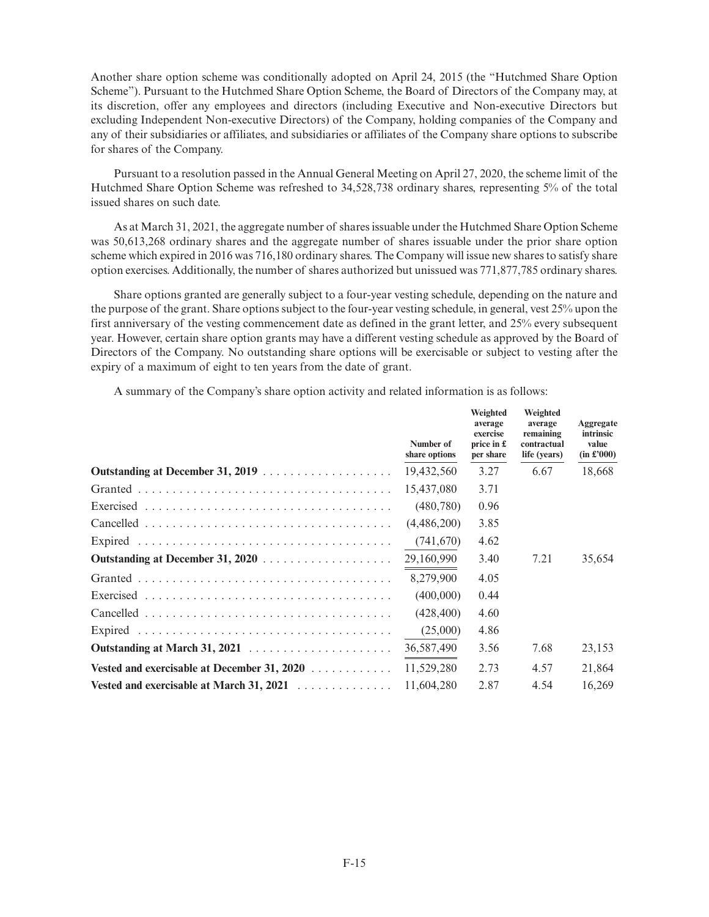Another share option scheme was conditionally adopted on April 24, 2015 (the "Hutchmed Share Option Scheme"). Pursuant to the Hutchmed Share Option Scheme, the Board of Directors of the Company may, at its discretion, offer any employees and directors (including Executive and Non-executive Directors but excluding Independent Non-executive Directors) of the Company, holding companies of the Company and any of their subsidiaries or affiliates, and subsidiaries or affiliates of the Company share options to subscribe for shares of the Company.

Pursuant to a resolution passed in the Annual General Meeting on April 27, 2020, the scheme limit of the Hutchmed Share Option Scheme was refreshed to 34,528,738 ordinary shares, representing 5% of the total issued shares on such date.

As at March 31, 2021, the aggregate number of shares issuable under the Hutchmed Share Option Scheme was 50,613,268 ordinary shares and the aggregate number of shares issuable under the prior share option scheme which expired in 2016 was 716,180 ordinary shares. The Company will issue new shares to satisfy share option exercises. Additionally, the number of shares authorized but unissued was 771,877,785 ordinary shares.

Share options granted are generally subject to a four-year vesting schedule, depending on the nature and the purpose of the grant. Share options subject to the four-year vesting schedule, in general, vest 25% upon the first anniversary of the vesting commencement date as defined in the grant letter, and 25% every subsequent year. However, certain share option grants may have a different vesting schedule as approved by the Board of Directors of the Company. No outstanding share options will be exercisable or subject to vesting after the expiry of a maximum of eight to ten years from the date of grant.

A summary of the Company's share option activity and related information is as follows:

| | Number of share options | Weighted average exercise price in £ per share | Weighted average remaining contractual life (years) | Aggregate intrinsic value (in £'000) |
|---|---|---|---|---|
| **Outstanding at December 31, 2019** | 19,432,560 | 3.27 | 6.67 | 18,668 |
| Granted | 15,437,080 | 3.71 | | |
| Exercised | (480,780) | 0.96 | | |
| Cancelled | (4,486,200) | 3.85 | | |
| Expired | (741,670) | 4.62 | | |
| **Outstanding at December 31, 2020** | 29,160,990 | 3.40 | 7.21 | 35,654 |
| Granted | 8,279,900 | 4.05 | | |
| Exercised | (400,000) | 0.44 | | |
| Cancelled | (428,400) | 4.60 | | |
| Expired | (25,000) | 4.86 | | |
| **Outstanding at March 31, 2021** | 36,587,490 | 3.56 | 7.68 | 23,153 |
| **Vested and exercisable at December 31, 2020** | 11,529,280 | 2.73 | 4.57 | 21,864 |
| **Vested and exercisable at March 31, 2021** | 11,604,280 | 2.87 | 4.54 | 16,269 |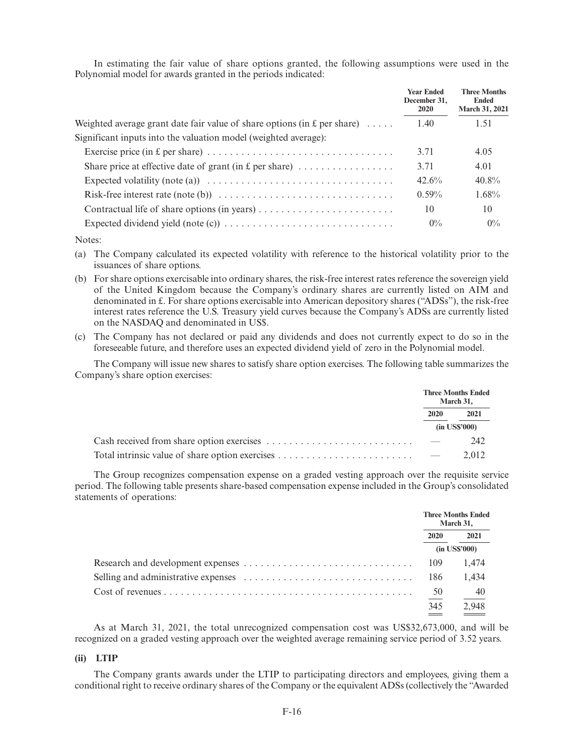In estimating the fair value of share options granted, the following assumptions were used in the Polynomial model for awards granted in the periods indicated:

| | Year Ended December 31, 2020 | Three Months Ended March 31, 2021 |
|---|---|---|
| Weighted average grant date fair value of share options (in £ per share) | 1.40 | 1.51 |
| Significant inputs into the valuation model (weighted average): | | |
| Exercise price (in £ per share) | 3.71 | 4.05 |
| Share price at effective date of grant (in £ per share) | 3.71 | 4.01 |
| Expected volatility (note (a)) | 42.6% | 40.8% |
| Risk-free interest rate (note (b)) | 0.59% | 1.68% |
| Contractual life of share options (in years) | 10 | 10 |
| Expected dividend yield (note (c)) | 0% | 0% |

Notes:

(a) The Company calculated its expected volatility with reference to the historical volatility prior to the issuances of share options.

(b) For share options exercisable into ordinary shares, the risk-free interest rates reference the sovereign yield of the United Kingdom because the Company's ordinary shares are currently listed on AIM and denominated in £. For share options exercisable into American depository shares ("ADSs"), the risk-free interest rates reference the U.S. Treasury yield curves because the Company's ADSs are currently listed on the NASDAQ and denominated in US$.

(c) The Company has not declared or paid any dividends and does not currently expect to do so in the foreseeable future, and therefore uses an expected dividend yield of zero in the Polynomial model.

The Company will issue new shares to satisfy share option exercises. The following table summarizes the Company's share option exercises:

| | Three Months Ended March 31, | |
|---|---|---|
| | 2020 | 2021 |
| | (in US$'000) | |
| Cash received from share option exercises | — | 242 |
| Total intrinsic value of share option exercises | — | 2,012 |

The Group recognizes compensation expense on a graded vesting approach over the requisite service period. The following table presents share-based compensation expense included in the Group's consolidated statements of operations:

| | Three Months Ended March 31, | |
|---|---|---|
| | 2020 | 2021 |
| | (in US$'000) | |
| Research and development expenses | 109 | 1,474 |
| Selling and administrative expenses | 186 | 1,434 |
| Cost of revenues | 50 | 40 |
| | 345 | 2,948 |

As at March 31, 2021, the total unrecognized compensation cost was US$32,673,000, and will be recognized on a graded vesting approach over the weighted average remaining service period of 3.52 years.

**(ii) LTIP**

The Company grants awards under the LTIP to participating directors and employees, giving them a conditional right to receive ordinary shares of the Company or the equivalent ADSs (collectively the "Awarded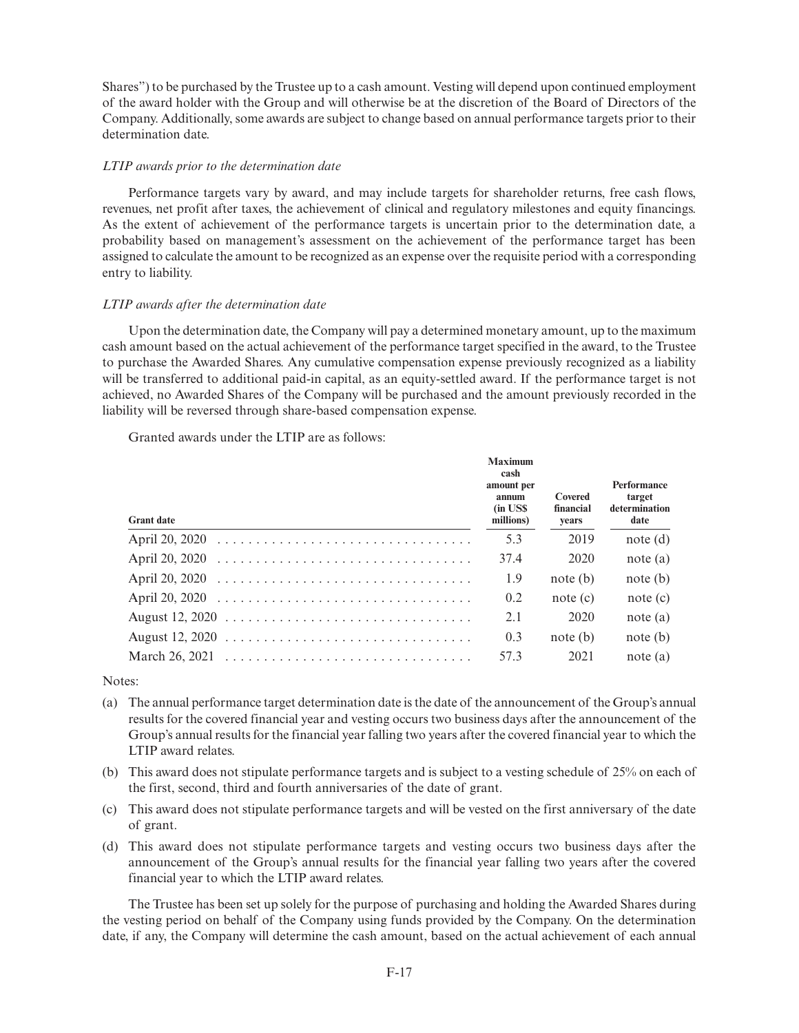Shares") to be purchased by the Trustee up to a cash amount. Vesting will depend upon continued employment of the award holder with the Group and will otherwise be at the discretion of the Board of Directors of the Company. Additionally, some awards are subject to change based on annual performance targets prior to their determination date.

*LTIP awards prior to the determination date*

Performance targets vary by award, and may include targets for shareholder returns, free cash flows, revenues, net profit after taxes, the achievement of clinical and regulatory milestones and equity financings. As the extent of achievement of the performance targets is uncertain prior to the determination date, a probability based on management's assessment on the achievement of the performance target has been assigned to calculate the amount to be recognized as an expense over the requisite period with a corresponding entry to liability.

*LTIP awards after the determination date*

Upon the determination date, the Company will pay a determined monetary amount, up to the maximum cash amount based on the actual achievement of the performance target specified in the award, to the Trustee to purchase the Awarded Shares. Any cumulative compensation expense previously recognized as a liability will be transferred to additional paid-in capital, as an equity-settled award. If the performance target is not achieved, no Awarded Shares of the Company will be purchased and the amount previously recorded in the liability will be reversed through share-based compensation expense.

Granted awards under the LTIP are as follows:

| Grant date | Maximum cash amount per annum (in US$ millions) | Covered financial years | Performance target determination date |
|---|---|---|---|
| April 20, 2020 | 5.3 | 2019 | note (d) |
| April 20, 2020 | 37.4 | 2020 | note (a) |
| April 20, 2020 | 1.9 | note (b) | note (b) |
| April 20, 2020 | 0.2 | note (c) | note (c) |
| August 12, 2020 | 2.1 | 2020 | note (a) |
| August 12, 2020 | 0.3 | note (b) | note (b) |
| March 26, 2021 | 57.3 | 2021 | note (a) |

Notes:

(a) The annual performance target determination date is the date of the announcement of the Group's annual results for the covered financial year and vesting occurs two business days after the announcement of the Group's annual results for the financial year falling two years after the covered financial year to which the LTIP award relates.

(b) This award does not stipulate performance targets and is subject to a vesting schedule of 25% on each of the first, second, third and fourth anniversaries of the date of grant.

(c) This award does not stipulate performance targets and will be vested on the first anniversary of the date of grant.

(d) This award does not stipulate performance targets and vesting occurs two business days after the announcement of the Group's annual results for the financial year falling two years after the covered financial year to which the LTIP award relates.

The Trustee has been set up solely for the purpose of purchasing and holding the Awarded Shares during the vesting period on behalf of the Company using funds provided by the Company. On the determination date, if any, the Company will determine the cash amount, based on the actual achievement of each annual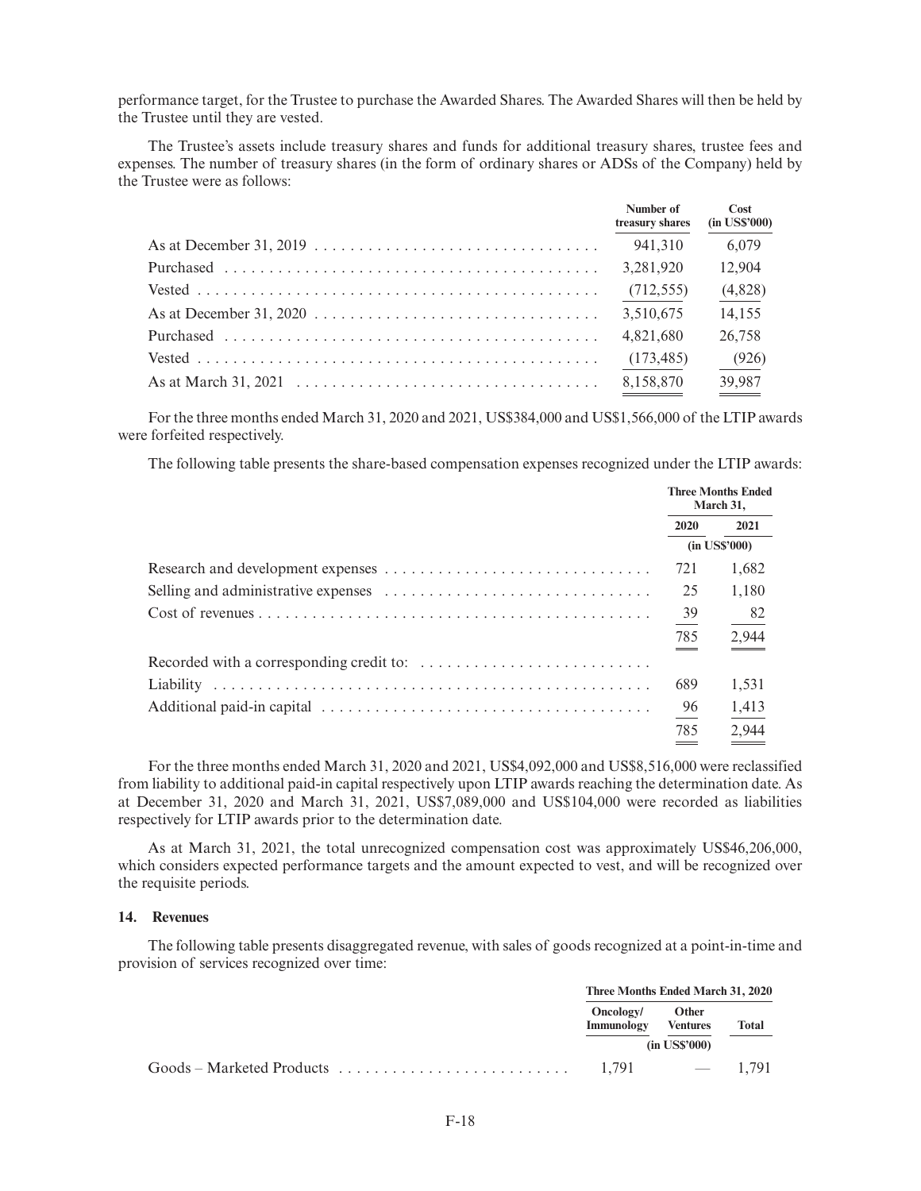performance target, for the Trustee to purchase the Awarded Shares. The Awarded Shares will then be held by the Trustee until they are vested.

The Trustee's assets include treasury shares and funds for additional treasury shares, trustee fees and expenses. The number of treasury shares (in the form of ordinary shares or ADSs of the Company) held by the Trustee were as follows:

| | Number of treasury shares | Cost (in US$'000) |
|---|---|---|
| As at December 31, 2019 | 941,310 | 6,079 |
| Purchased | 3,281,920 | 12,904 |
| Vested | (712,555) | (4,828) |
| As at December 31, 2020 | 3,510,675 | 14,155 |
| Purchased | 4,821,680 | 26,758 |
| Vested | (173,485) | (926) |
| As at March 31, 2021 | 8,158,870 | 39,987 |

For the three months ended March 31, 2020 and 2021, US$384,000 and US$1,566,000 of the LTIP awards were forfeited respectively.

The following table presents the share-based compensation expenses recognized under the LTIP awards:

| | Three Months Ended March 31, | |
|---|---|---|
| | 2020 | 2021 |
| | (in US$'000) | |
| Research and development expenses | 721 | 1,682 |
| Selling and administrative expenses | 25 | 1,180 |
| Cost of revenues | 39 | 82 |
| | 785 | 2,944 |
| Recorded with a corresponding credit to: | | |
| Liability | 689 | 1,531 |
| Additional paid-in capital | 96 | 1,413 |
| | 785 | 2,944 |

For the three months ended March 31, 2020 and 2021, US$4,092,000 and US$8,516,000 were reclassified from liability to additional paid-in capital respectively upon LTIP awards reaching the determination date. As at December 31, 2020 and March 31, 2021, US$7,089,000 and US$104,000 were recorded as liabilities respectively for LTIP awards prior to the determination date.

As at March 31, 2021, the total unrecognized compensation cost was approximately US$46,206,000, which considers expected performance targets and the amount expected to vest, and will be recognized over the requisite periods.

### 14. Revenues

The following table presents disaggregated revenue, with sales of goods recognized at a point-in-time and provision of services recognized over time:

| | Three Months Ended March 31, 2020 | | |
|---|---|---|---|
| | Oncology/ Immunology | Other Ventures | Total |
| | | (in US$'000) | |
| Goods – Marketed Products | 1,791 | — | 1,791 |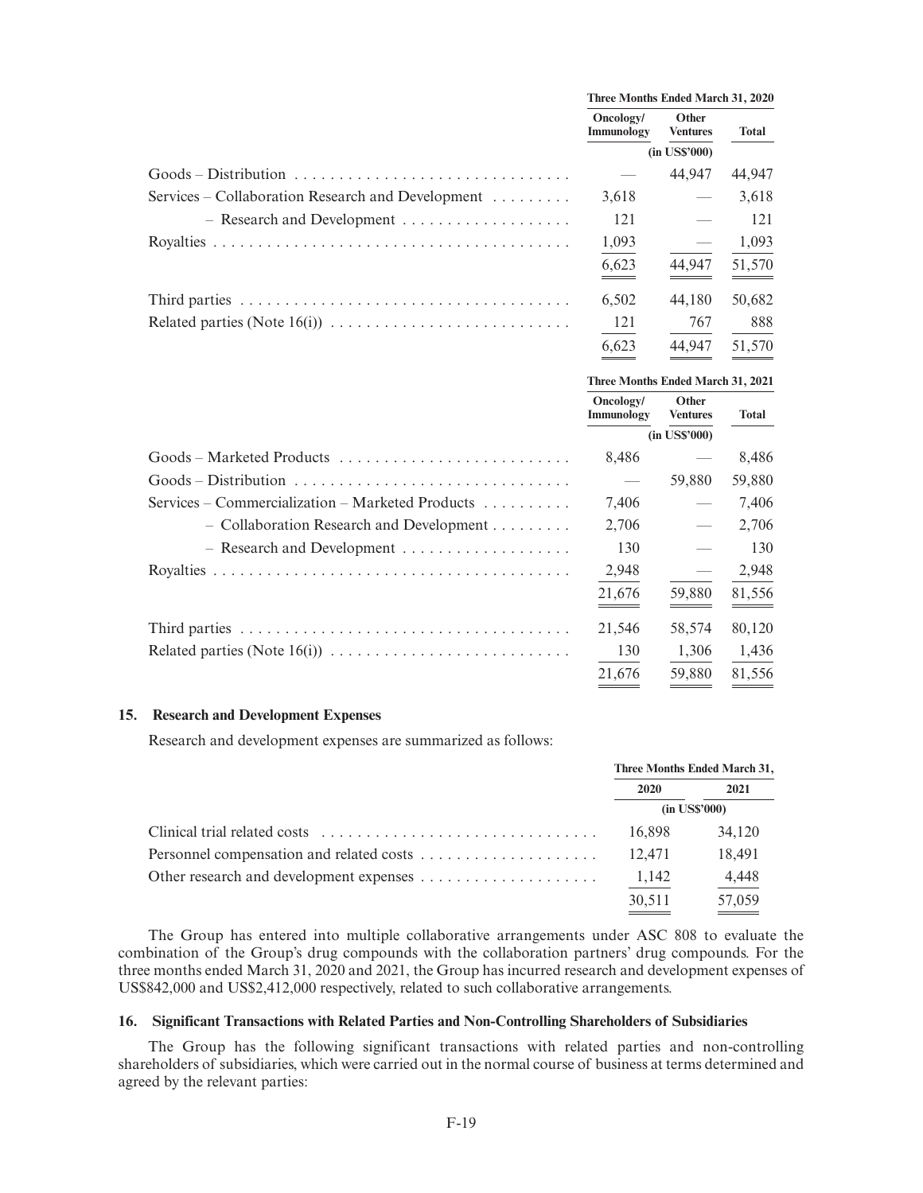| | Three Months Ended March 31, 2020 | | |
|---|---|---|---|
| | Oncology/ Immunology | Other Ventures | Total |
| | (in US$'000) | | |
| Goods – Distribution | — | 44,947 | 44,947 |
| Services – Collaboration Research and Development | 3,618 | — | 3,618 |
| – Research and Development | 121 | — | 121 |
| Royalties | 1,093 | — | 1,093 |
| | 6,623 | 44,947 | 51,570 |
| Third parties | 6,502 | 44,180 | 50,682 |
| Related parties (Note 16(i)) | 121 | 767 | 888 |
| | 6,623 | 44,947 | 51,570 |

| | Three Months Ended March 31, 2021 | | |
|---|---|---|---|
| | Oncology/ Immunology | Other Ventures | Total |
| | (in US$'000) | | |
| Goods – Marketed Products | 8,486 | — | 8,486 |
| Goods – Distribution | — | 59,880 | 59,880 |
| Services – Commercialization – Marketed Products | 7,406 | — | 7,406 |
| – Collaboration Research and Development | 2,706 | — | 2,706 |
| – Research and Development | 130 | — | 130 |
| Royalties | 2,948 | — | 2,948 |
| | 21,676 | 59,880 | 81,556 |
| Third parties | 21,546 | 58,574 | 80,120 |
| Related parties (Note 16(i)) | 130 | 1,306 | 1,436 |
| | 21,676 | 59,880 | 81,556 |

## 15. Research and Development Expenses

Research and development expenses are summarized as follows:

| | Three Months Ended March 31, | |
|---|---|---|
| | 2020 | 2021 |
| | (in US$'000) | |
| Clinical trial related costs | 16,898 | 34,120 |
| Personnel compensation and related costs | 12,471 | 18,491 |
| Other research and development expenses | 1,142 | 4,448 |
| | 30,511 | 57,059 |

The Group has entered into multiple collaborative arrangements under ASC 808 to evaluate the combination of the Group's drug compounds with the collaboration partners' drug compounds. For the three months ended March 31, 2020 and 2021, the Group has incurred research and development expenses of US$842,000 and US$2,412,000 respectively, related to such collaborative arrangements.

## 16. Significant Transactions with Related Parties and Non-Controlling Shareholders of Subsidiaries

The Group has the following significant transactions with related parties and non-controlling shareholders of subsidiaries, which were carried out in the normal course of business at terms determined and agreed by the relevant parties: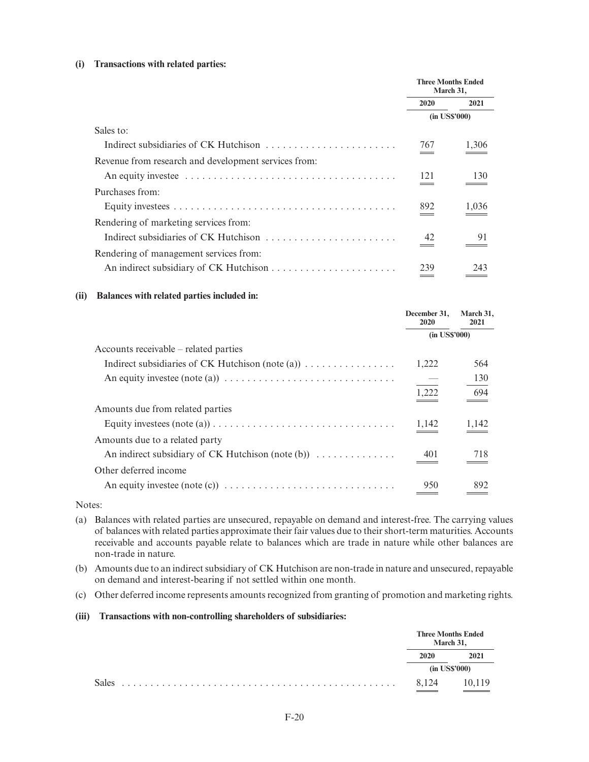**(i) Transactions with related parties:**

| | Three Months Ended March 31, | |
|---|---|---|
| | 2020 | 2021 |
| | (in US$'000) | |
| Sales to: | | |
| Indirect subsidiaries of CK Hutchison | 767 | 1,306 |
| Revenue from research and development services from: | | |
| An equity investee | 121 | 130 |
| Purchases from: | | |
| Equity investees | 892 | 1,036 |
| Rendering of marketing services from: | | |
| Indirect subsidiaries of CK Hutchison | 42 | 91 |
| Rendering of management services from: | | |
| An indirect subsidiary of CK Hutchison | 239 | 243 |

**(ii) Balances with related parties included in:**

| | December 31, 2020 | March 31, 2021 |
|---|---|---|
| | (in US$'000) | |
| Accounts receivable – related parties | | |
| Indirect subsidiaries of CK Hutchison (note (a)) | 1,222 | 564 |
| An equity investee (note (a)) | — | 130 |
| | 1,222 | 694 |
| Amounts due from related parties | | |
| Equity investees (note (a)) | 1,142 | 1,142 |
| Amounts due to a related party | | |
| An indirect subsidiary of CK Hutchison (note (b)) | 401 | 718 |
| Other deferred income | | |
| An equity investee (note (c)) | 950 | 892 |

Notes:

(a) Balances with related parties are unsecured, repayable on demand and interest-free. The carrying values of balances with related parties approximate their fair values due to their short-term maturities. Accounts receivable and accounts payable relate to balances which are trade in nature while other balances are non-trade in nature.

(b) Amounts due to an indirect subsidiary of CK Hutchison are non-trade in nature and unsecured, repayable on demand and interest-bearing if not settled within one month.

(c) Other deferred income represents amounts recognized from granting of promotion and marketing rights.

**(iii) Transactions with non-controlling shareholders of subsidiaries:**

| | Three Months Ended March 31, | |
|---|---|---|
| | 2020 | 2021 |
| | (in US$'000) | |
| Sales | 8,124 | 10,119 |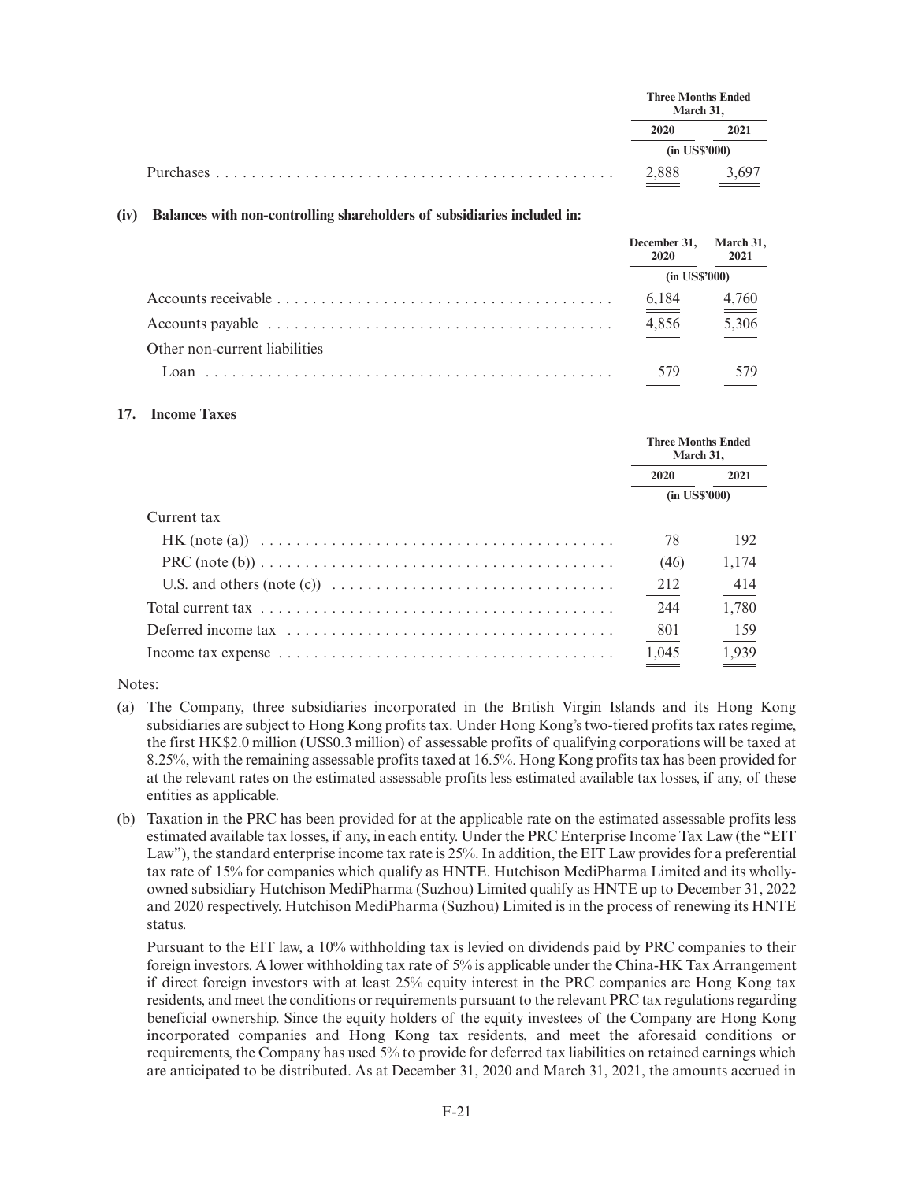| | Three Months Ended March 31, | |
|---|---|---|
| | 2020 | 2021 |
| | (in US$'000) | |
| Purchases | 2,888 | 3,697 |

**(iv) Balances with non-controlling shareholders of subsidiaries included in:**

| | December 31, 2020 | March 31, 2021 |
|---|---|---|
| | (in US$'000) | |
| Accounts receivable | 6,184 | 4,760 |
| Accounts payable | 4,856 | 5,306 |
| Other non-current liabilities | | |
| Loan | 579 | 579 |

## 17. Income Taxes

| | Three Months Ended March 31, | |
|---|---|---|
| | 2020 | 2021 |
| | (in US$'000) | |
| Current tax | | |
| HK (note (a)) | 78 | 192 |
| PRC (note (b)) | (46) | 1,174 |
| U.S. and others (note (c)) | 212 | 414 |
| Total current tax | 244 | 1,780 |
| Deferred income tax | 801 | 159 |
| Income tax expense | 1,045 | 1,939 |

Notes:

(a) The Company, three subsidiaries incorporated in the British Virgin Islands and its Hong Kong subsidiaries are subject to Hong Kong profits tax. Under Hong Kong's two-tiered profits tax rates regime, the first HK$2.0 million (US$0.3 million) of assessable profits of qualifying corporations will be taxed at 8.25%, with the remaining assessable profits taxed at 16.5%. Hong Kong profits tax has been provided for at the relevant rates on the estimated assessable profits less estimated available tax losses, if any, of these entities as applicable.

(b) Taxation in the PRC has been provided for at the applicable rate on the estimated assessable profits less estimated available tax losses, if any, in each entity. Under the PRC Enterprise Income Tax Law (the "EIT Law"), the standard enterprise income tax rate is 25%. In addition, the EIT Law provides for a preferential tax rate of 15% for companies which qualify as HNTE. Hutchison MediPharma Limited and its wholly-owned subsidiary Hutchison MediPharma (Suzhou) Limited qualify as HNTE up to December 31, 2022 and 2020 respectively. Hutchison MediPharma (Suzhou) Limited is in the process of renewing its HNTE status.

Pursuant to the EIT law, a 10% withholding tax is levied on dividends paid by PRC companies to their foreign investors. A lower withholding tax rate of 5% is applicable under the China-HK Tax Arrangement if direct foreign investors with at least 25% equity interest in the PRC companies are Hong Kong tax residents, and meet the conditions or requirements pursuant to the relevant PRC tax regulations regarding beneficial ownership. Since the equity holders of the equity investees of the Company are Hong Kong incorporated companies and Hong Kong tax residents, and meet the aforesaid conditions or requirements, the Company has used 5% to provide for deferred tax liabilities on retained earnings which are anticipated to be distributed. As at December 31, 2020 and March 31, 2021, the amounts accrued in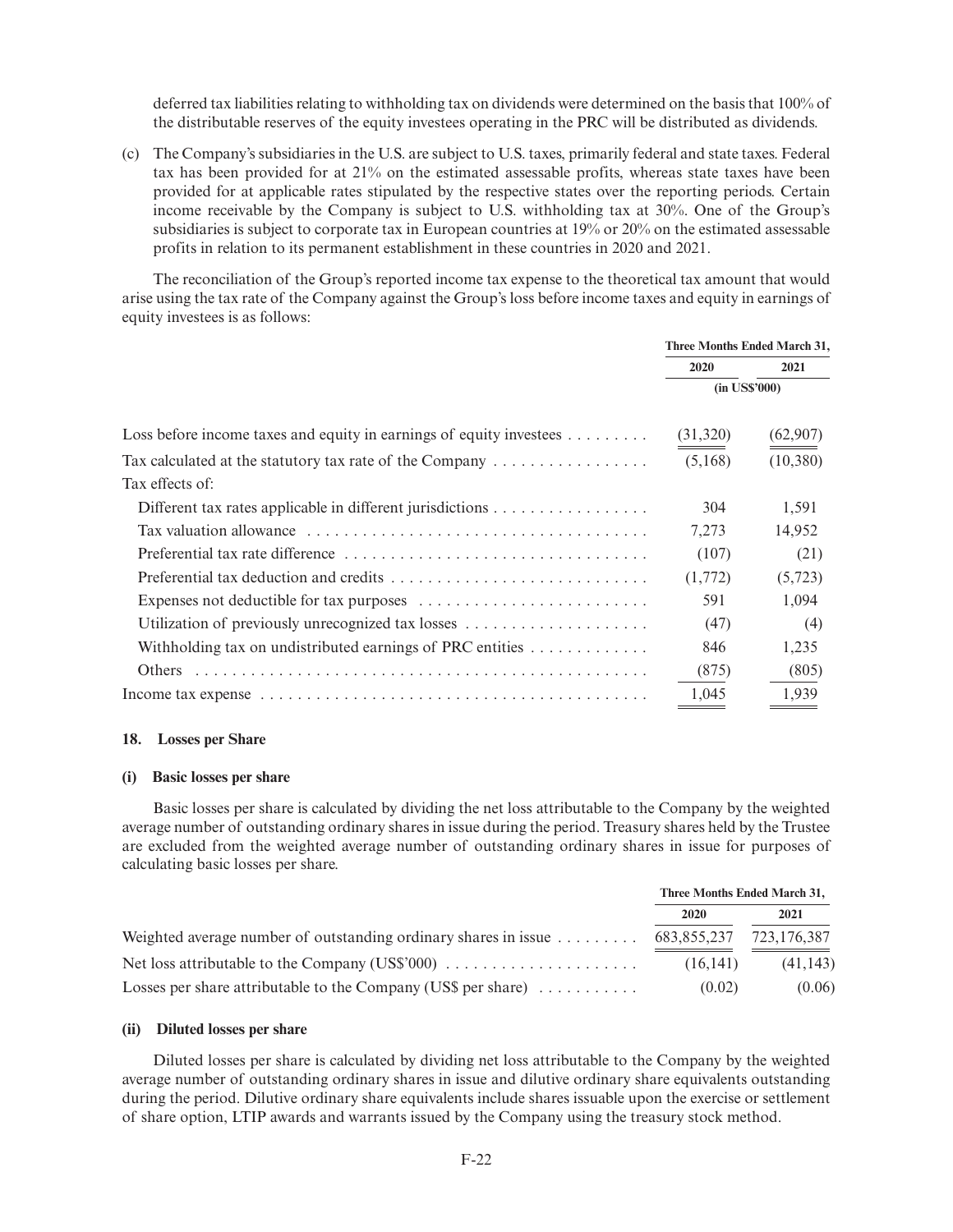deferred tax liabilities relating to withholding tax on dividends were determined on the basis that 100% of the distributable reserves of the equity investees operating in the PRC will be distributed as dividends.

(c) The Company's subsidiaries in the U.S. are subject to U.S. taxes, primarily federal and state taxes. Federal tax has been provided for at 21% on the estimated assessable profits, whereas state taxes have been provided for at applicable rates stipulated by the respective states over the reporting periods. Certain income receivable by the Company is subject to U.S. withholding tax at 30%. One of the Group's subsidiaries is subject to corporate tax in European countries at 19% or 20% on the estimated assessable profits in relation to its permanent establishment in these countries in 2020 and 2021.

The reconciliation of the Group's reported income tax expense to the theoretical tax amount that would arise using the tax rate of the Company against the Group's loss before income taxes and equity in earnings of equity investees is as follows:

| | Three Months Ended March 31, | |
|---|---|---|
| | 2020 | 2021 |
| | (in US$'000) | |
| Loss before income taxes and equity in earnings of equity investees | (31,320) | (62,907) |
| Tax calculated at the statutory tax rate of the Company | (5,168) | (10,380) |
| Tax effects of: | | |
| Different tax rates applicable in different jurisdictions | 304 | 1,591 |
| Tax valuation allowance | 7,273 | 14,952 |
| Preferential tax rate difference | (107) | (21) |
| Preferential tax deduction and credits | (1,772) | (5,723) |
| Expenses not deductible for tax purposes | 591 | 1,094 |
| Utilization of previously unrecognized tax losses | (47) | (4) |
| Withholding tax on undistributed earnings of PRC entities | 846 | 1,235 |
| Others | (875) | (805) |
| Income tax expense | 1,045 | 1,939 |

### 18. Losses per Share

#### (i) Basic losses per share

Basic losses per share is calculated by dividing the net loss attributable to the Company by the weighted average number of outstanding ordinary shares in issue during the period. Treasury shares held by the Trustee are excluded from the weighted average number of outstanding ordinary shares in issue for purposes of calculating basic losses per share.

| | Three Months Ended March 31, | |
|---|---|---|
| | 2020 | 2021 |
| Weighted average number of outstanding ordinary shares in issue | 683,855,237 | 723,176,387 |
| Net loss attributable to the Company (US$'000) | (16,141) | (41,143) |
| Losses per share attributable to the Company (US$ per share) | (0.02) | (0.06) |

#### (ii) Diluted losses per share

Diluted losses per share is calculated by dividing net loss attributable to the Company by the weighted average number of outstanding ordinary shares in issue and dilutive ordinary share equivalents outstanding during the period. Dilutive ordinary share equivalents include shares issuable upon the exercise or settlement of share option, LTIP awards and warrants issued by the Company using the treasury stock method.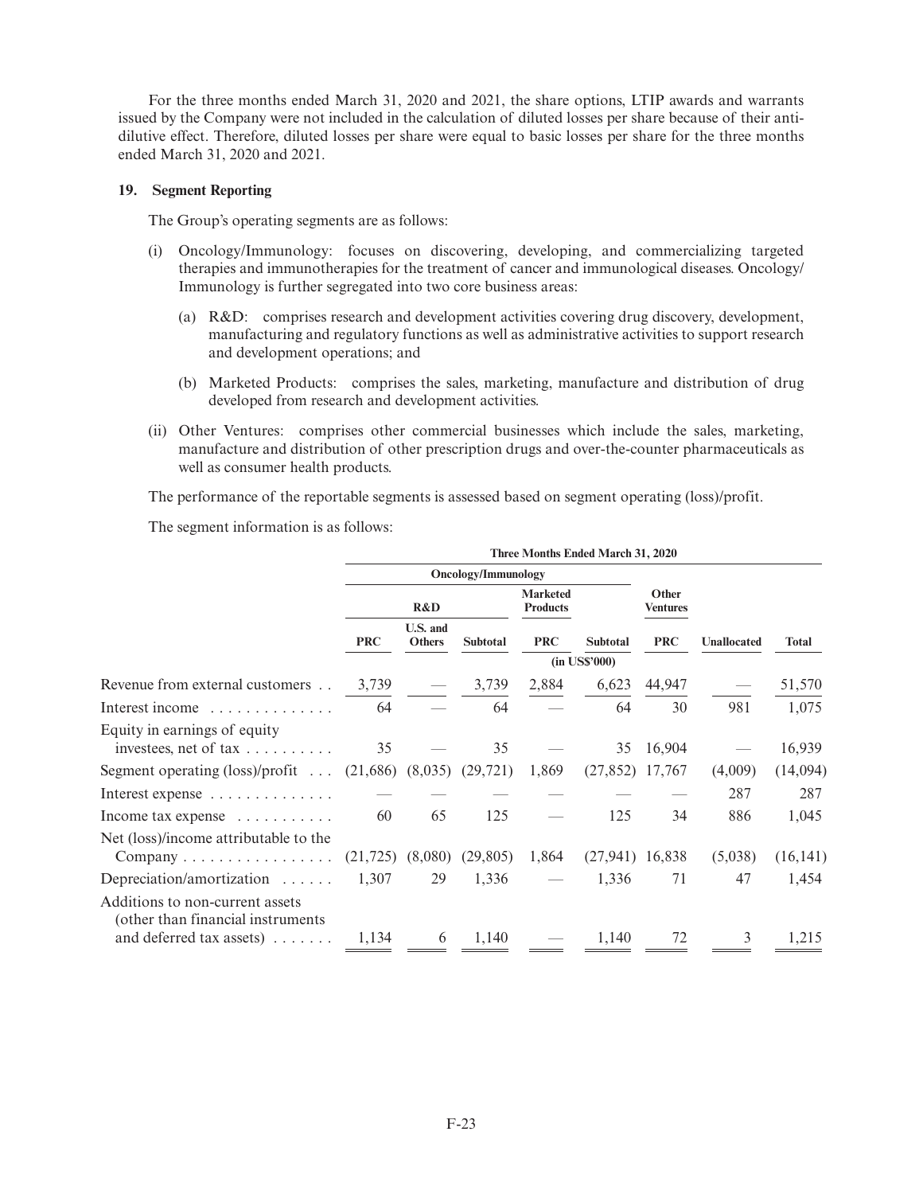For the three months ended March 31, 2020 and 2021, the share options, LTIP awards and warrants issued by the Company were not included in the calculation of diluted losses per share because of their anti-dilutive effect. Therefore, diluted losses per share were equal to basic losses per share for the three months ended March 31, 2020 and 2021.

## 19. Segment Reporting

The Group's operating segments are as follows:

(i) Oncology/Immunology: focuses on discovering, developing, and commercializing targeted therapies and immunotherapies for the treatment of cancer and immunological diseases. Oncology/Immunology is further segregated into two core business areas:

   (a) R&D: comprises research and development activities covering drug discovery, development, manufacturing and regulatory functions as well as administrative activities to support research and development operations; and

   (b) Marketed Products: comprises the sales, marketing, manufacture and distribution of drug developed from research and development activities.

(ii) Other Ventures: comprises other commercial businesses which include the sales, marketing, manufacture and distribution of other prescription drugs and over-the-counter pharmaceuticals as well as consumer health products.

The performance of the reportable segments is assessed based on segment operating (loss)/profit.

The segment information is as follows:

| | Three Months Ended March 31, 2020 | | | | | | | |
|---|---|---|---|---|---|---|---|---|
| | Oncology/Immunology | | | | | | | |
| | R&D | | | Marketed Products | | Other Ventures | | |
| | PRC | U.S. and Others | Subtotal | PRC | Subtotal | PRC | Unallocated | Total |
| | (in US$'000) | | | | | | | |
| Revenue from external customers | 3,739 | — | 3,739 | 2,884 | 6,623 | 44,947 | — | 51,570 |
| Interest income | 64 | — | 64 | — | 64 | 30 | 981 | 1,075 |
| Equity in earnings of equity investees, net of tax | 35 | — | 35 | — | 35 | 16,904 | — | 16,939 |
| Segment operating (loss)/profit | (21,686) | (8,035) | (29,721) | 1,869 | (27,852) | 17,767 | (4,009) | (14,094) |
| Interest expense | — | — | — | — | — | — | 287 | 287 |
| Income tax expense | 60 | 65 | 125 | — | 125 | 34 | 886 | 1,045 |
| Net (loss)/income attributable to the Company | (21,725) | (8,080) | (29,805) | 1,864 | (27,941) | 16,838 | (5,038) | (16,141) |
| Depreciation/amortization | 1,307 | 29 | 1,336 | — | 1,336 | 71 | 47 | 1,454 |
| Additions to non-current assets (other than financial instruments and deferred tax assets) | 1,134 | 6 | 1,140 | — | 1,140 | 72 | 3 | 1,215 |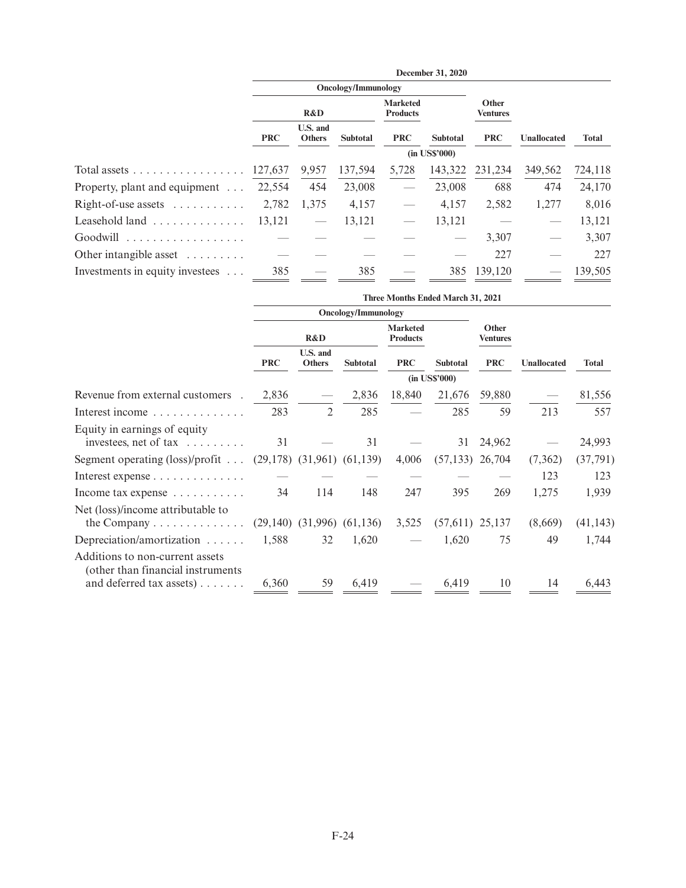| | December 31, 2020 | | | | | | | |
|---|---|---|---|---|---|---|---|---|
| | Oncology/Immunology | | | | | | | |
| | R&D | | | Marketed Products | | Other Ventures | | |
| | PRC | U.S. and Others | Subtotal | PRC | Subtotal | PRC | Unallocated | Total |
| | (in US$'000) | | | | | | | |
| Total assets | 127,637 | 9,957 | 137,594 | 5,728 | 143,322 | 231,234 | 349,562 | 724,118 |
| Property, plant and equipment | 22,554 | 454 | 23,008 | — | 23,008 | 688 | 474 | 24,170 |
| Right-of-use assets | 2,782 | 1,375 | 4,157 | — | 4,157 | 2,582 | 1,277 | 8,016 |
| Leasehold land | 13,121 | — | 13,121 | — | 13,121 | — | — | 13,121 |
| Goodwill | — | — | — | — | — | 3,307 | — | 3,307 |
| Other intangible asset | — | — | — | — | — | 227 | — | 227 |
| Investments in equity investees | 385 | — | 385 | — | 385 | 139,120 | — | 139,505 |

| | Three Months Ended March 31, 2021 | | | | | | | |
|---|---|---|---|---|---|---|---|---|
| | Oncology/Immunology | | | | | | | |
| | R&D | | | Marketed Products | | Other Ventures | | |
| | PRC | U.S. and Others | Subtotal | PRC | Subtotal | PRC | Unallocated | Total |
| | (in US$'000) | | | | | | | |
| Revenue from external customers | 2,836 | — | 2,836 | 18,840 | 21,676 | 59,880 | — | 81,556 |
| Interest income | 283 | 2 | 285 | — | 285 | 59 | 213 | 557 |
| Equity in earnings of equity investees, net of tax | 31 | — | 31 | — | 31 | 24,962 | — | 24,993 |
| Segment operating (loss)/profit | (29,178) | (31,961) | (61,139) | 4,006 | (57,133) | 26,704 | (7,362) | (37,791) |
| Interest expense | — | — | — | — | — | — | 123 | 123 |
| Income tax expense | 34 | 114 | 148 | 247 | 395 | 269 | 1,275 | 1,939 |
| Net (loss)/income attributable to the Company | (29,140) | (31,996) | (61,136) | 3,525 | (57,611) | 25,137 | (8,669) | (41,143) |
| Depreciation/amortization | 1,588 | 32 | 1,620 | — | 1,620 | 75 | 49 | 1,744 |
| Additions to non-current assets (other than financial instruments and deferred tax assets) | 6,360 | 59 | 6,419 | — | 6,419 | 10 | 14 | 6,443 |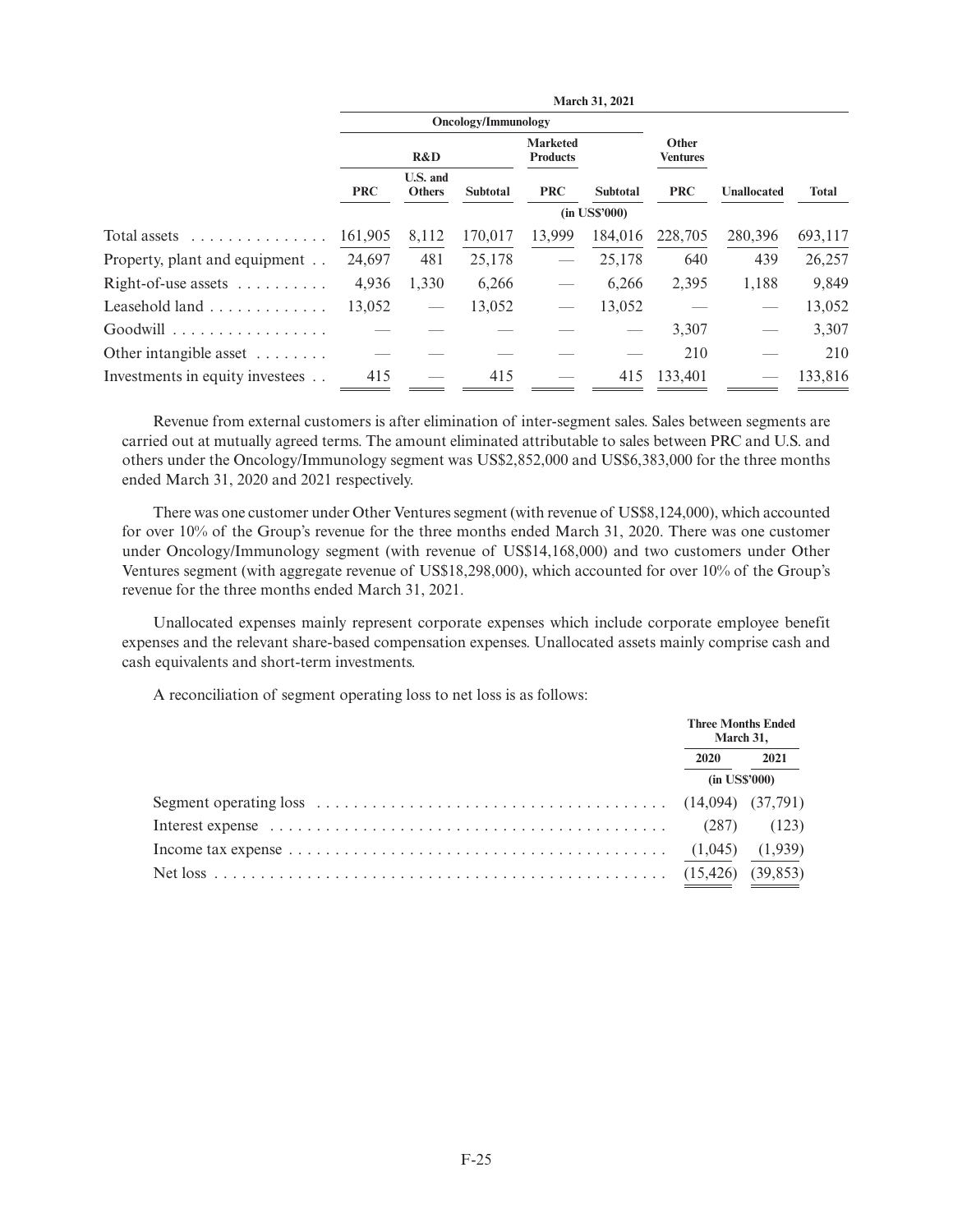| | March 31, 2021 | | | | | | | |
|---|---|---|---|---|---|---|---|---|
| | Oncology/Immunology | | | | | | | |
| | R&D | | | Marketed Products | | Other Ventures | | |
| | PRC | U.S. and Others | Subtotal | PRC | Subtotal | PRC | Unallocated | Total |
| | (in US$'000) | | | | | | | |
| Total assets | 161,905 | 8,112 | 170,017 | 13,999 | 184,016 | 228,705 | 280,396 | 693,117 |
| Property, plant and equipment | 24,697 | 481 | 25,178 | — | 25,178 | 640 | 439 | 26,257 |
| Right-of-use assets | 4,936 | 1,330 | 6,266 | — | 6,266 | 2,395 | 1,188 | 9,849 |
| Leasehold land | 13,052 | — | 13,052 | — | 13,052 | — | — | 13,052 |
| Goodwill | — | — | — | — | — | 3,307 | — | 3,307 |
| Other intangible asset | — | — | — | — | — | 210 | — | 210 |
| Investments in equity investees | 415 | — | 415 | — | 415 | 133,401 | — | 133,816 |

Revenue from external customers is after elimination of inter-segment sales. Sales between segments are carried out at mutually agreed terms. The amount eliminated attributable to sales between PRC and U.S. and others under the Oncology/Immunology segment was US$2,852,000 and US$6,383,000 for the three months ended March 31, 2020 and 2021 respectively.

There was one customer under Other Ventures segment (with revenue of US$8,124,000), which accounted for over 10% of the Group's revenue for the three months ended March 31, 2020. There was one customer under Oncology/Immunology segment (with revenue of US$14,168,000) and two customers under Other Ventures segment (with aggregate revenue of US$18,298,000), which accounted for over 10% of the Group's revenue for the three months ended March 31, 2021.

Unallocated expenses mainly represent corporate expenses which include corporate employee benefit expenses and the relevant share-based compensation expenses. Unallocated assets mainly comprise cash and cash equivalents and short-term investments.

A reconciliation of segment operating loss to net loss is as follows:

| | Three Months Ended March 31, | |
|---|---|---|
| | 2020 | 2021 |
| | (in US$'000) | |
| Segment operating loss | (14,094) | (37,791) |
| Interest expense | (287) | (123) |
| Income tax expense | (1,045) | (1,939) |
| Net loss | (15,426) | (39,853) |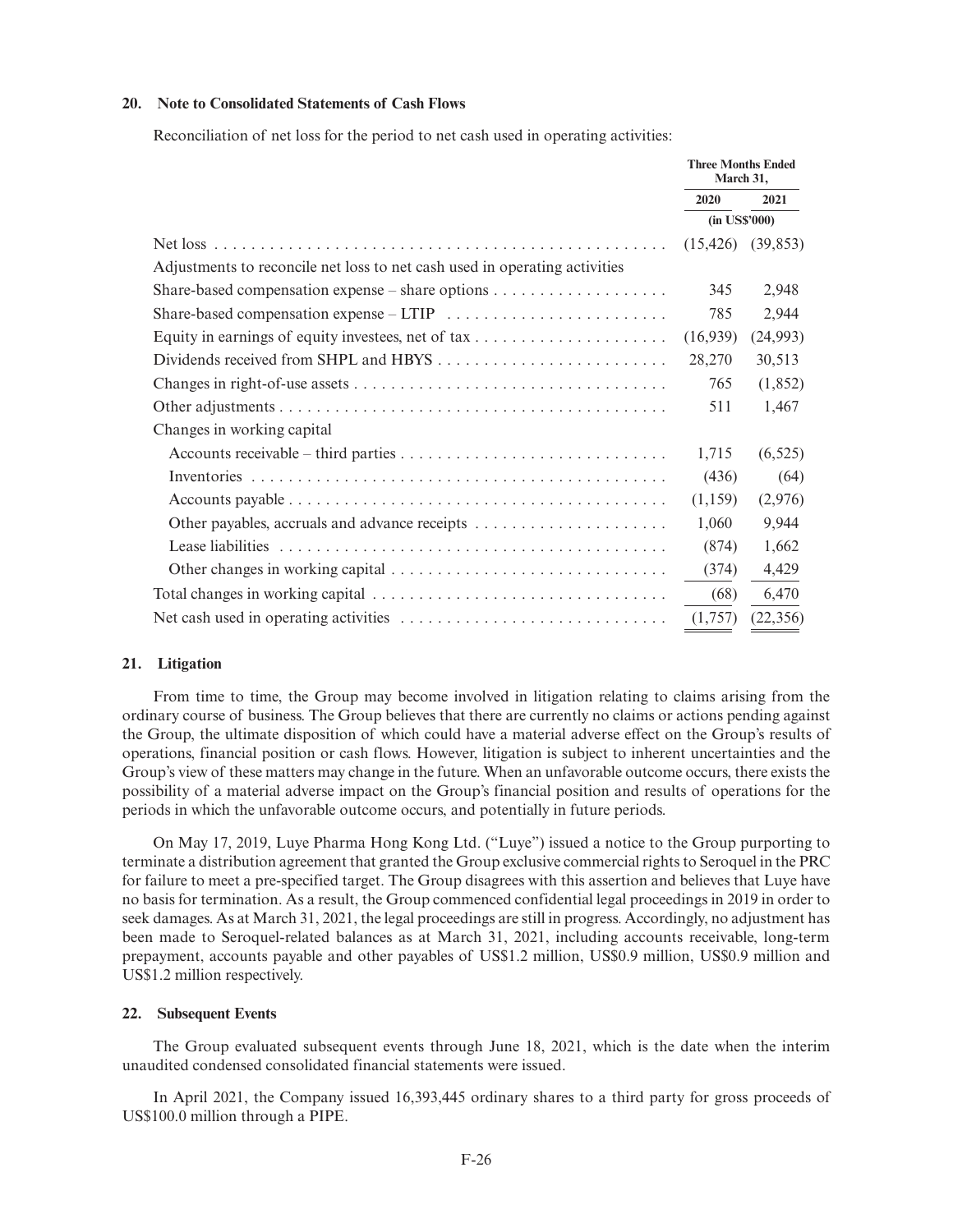## 20. Note to Consolidated Statements of Cash Flows

Reconciliation of net loss for the period to net cash used in operating activities:

| | Three Months Ended March 31, | |
|---|---|---|
| | 2020 | 2021 |
| | (in US$'000) | |
| Net loss | (15,426) | (39,853) |
| Adjustments to reconcile net loss to net cash used in operating activities | | |
| Share-based compensation expense – share options | 345 | 2,948 |
| Share-based compensation expense – LTIP | 785 | 2,944 |
| Equity in earnings of equity investees, net of tax | (16,939) | (24,993) |
| Dividends received from SHPL and HBYS | 28,270 | 30,513 |
| Changes in right-of-use assets | 765 | (1,852) |
| Other adjustments | 511 | 1,467 |
| Changes in working capital | | |
| Accounts receivable – third parties | 1,715 | (6,525) |
| Inventories | (436) | (64) |
| Accounts payable | (1,159) | (2,976) |
| Other payables, accruals and advance receipts | 1,060 | 9,944 |
| Lease liabilities | (874) | 1,662 |
| Other changes in working capital | (374) | 4,429 |
| Total changes in working capital | (68) | 6,470 |
| Net cash used in operating activities | (1,757) | (22,356) |

## 21. Litigation

From time to time, the Group may become involved in litigation relating to claims arising from the ordinary course of business. The Group believes that there are currently no claims or actions pending against the Group, the ultimate disposition of which could have a material adverse effect on the Group's results of operations, financial position or cash flows. However, litigation is subject to inherent uncertainties and the Group's view of these matters may change in the future. When an unfavorable outcome occurs, there exists the possibility of a material adverse impact on the Group's financial position and results of operations for the periods in which the unfavorable outcome occurs, and potentially in future periods.

On May 17, 2019, Luye Pharma Hong Kong Ltd. ("Luye") issued a notice to the Group purporting to terminate a distribution agreement that granted the Group exclusive commercial rights to Seroquel in the PRC for failure to meet a pre-specified target. The Group disagrees with this assertion and believes that Luye have no basis for termination. As a result, the Group commenced confidential legal proceedings in 2019 in order to seek damages. As at March 31, 2021, the legal proceedings are still in progress. Accordingly, no adjustment has been made to Seroquel-related balances as at March 31, 2021, including accounts receivable, long-term prepayment, accounts payable and other payables of US$1.2 million, US$0.9 million, US$0.9 million and US$1.2 million respectively.

## 22. Subsequent Events

The Group evaluated subsequent events through June 18, 2021, which is the date when the interim unaudited condensed consolidated financial statements were issued.

In April 2021, the Company issued 16,393,445 ordinary shares to a third party for gross proceeds of US$100.0 million through a PIPE.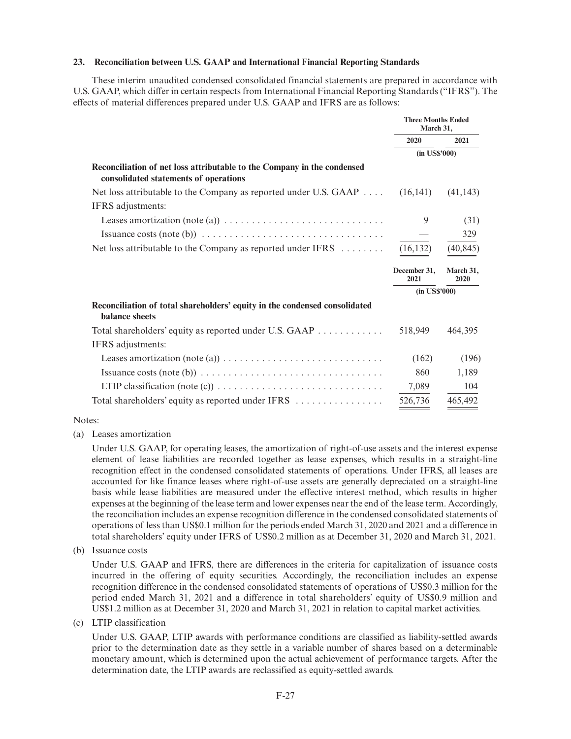## 23. Reconciliation between U.S. GAAP and International Financial Reporting Standards

These interim unaudited condensed consolidated financial statements are prepared in accordance with U.S. GAAP, which differ in certain respects from International Financial Reporting Standards ("IFRS"). The effects of material differences prepared under U.S. GAAP and IFRS are as follows:

| | Three Months Ended March 31, | |
|---|---|---|
| | 2020 | 2021 |
| | (in US$'000) | |
| **Reconciliation of net loss attributable to the Company in the condensed consolidated statements of operations** | | |
| Net loss attributable to the Company as reported under U.S. GAAP | (16,141) | (41,143) |
| IFRS adjustments: | | |
| Leases amortization (note (a)) | 9 | (31) |
| Issuance costs (note (b)) | — | 329 |
| Net loss attributable to the Company as reported under IFRS | (16,132) | (40,845) |
| | **December 31, 2021** | **March 31, 2020** |
| | (in US$'000) | |
| **Reconciliation of total shareholders' equity in the condensed consolidated balance sheets** | | |
| Total shareholders' equity as reported under U.S. GAAP | 518,949 | 464,395 |
| IFRS adjustments: | | |
| Leases amortization (note (a)) | (162) | (196) |
| Issuance costs (note (b)) | 860 | 1,189 |
| LTIP classification (note (c)) | 7,089 | 104 |
| Total shareholders' equity as reported under IFRS | 526,736 | 465,492 |

Notes:

(a) Leases amortization

Under U.S. GAAP, for operating leases, the amortization of right-of-use assets and the interest expense element of lease liabilities are recorded together as lease expenses, which results in a straight-line recognition effect in the condensed consolidated statements of operations. Under IFRS, all leases are accounted for like finance leases where right-of-use assets are generally depreciated on a straight-line basis while lease liabilities are measured under the effective interest method, which results in higher expenses at the beginning of the lease term and lower expenses near the end of the lease term. Accordingly, the reconciliation includes an expense recognition difference in the condensed consolidated statements of operations of less than US$0.1 million for the periods ended March 31, 2020 and 2021 and a difference in total shareholders' equity under IFRS of US$0.2 million as at December 31, 2020 and March 31, 2021.

(b) Issuance costs

Under U.S. GAAP and IFRS, there are differences in the criteria for capitalization of issuance costs incurred in the offering of equity securities. Accordingly, the reconciliation includes an expense recognition difference in the condensed consolidated statements of operations of US$0.3 million for the period ended March 31, 2021 and a difference in total shareholders' equity of US$0.9 million and US$1.2 million as at December 31, 2020 and March 31, 2021 in relation to capital market activities.

(c) LTIP classification

Under U.S. GAAP, LTIP awards with performance conditions are classified as liability-settled awards prior to the determination date as they settle in a variable number of shares based on a determinable monetary amount, which is determined upon the actual achievement of performance targets. After the determination date, the LTIP awards are reclassified as equity-settled awards.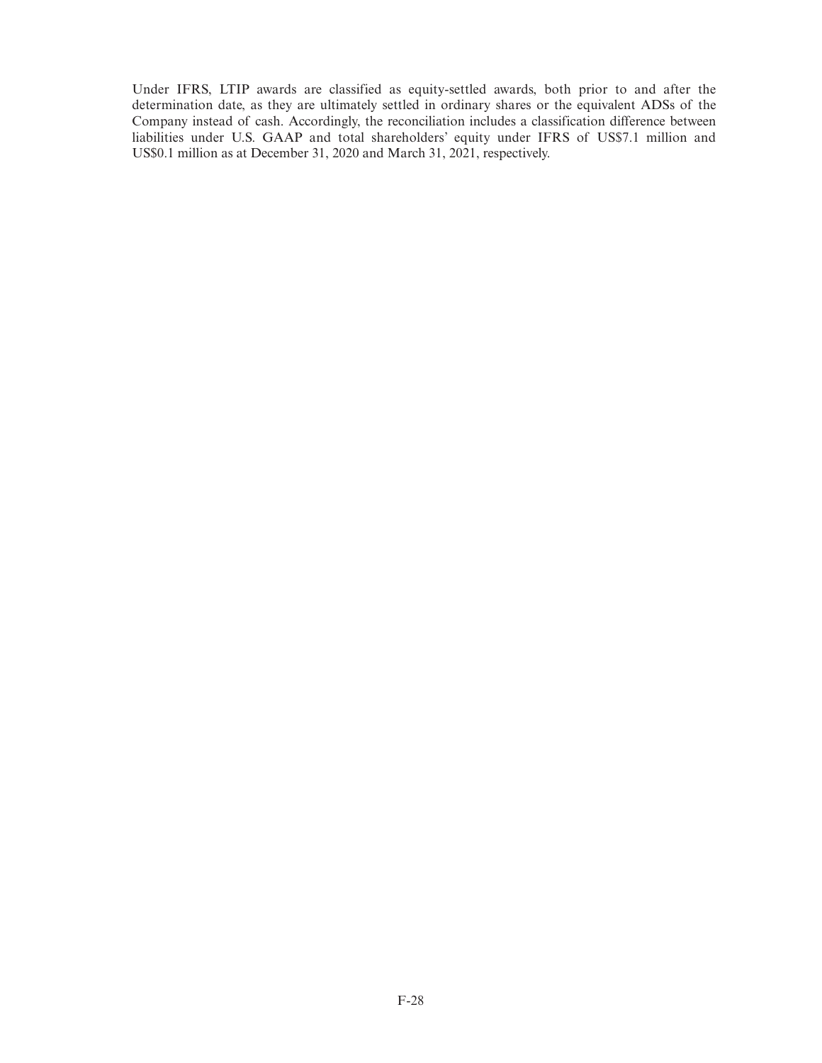Under IFRS, LTIP awards are classified as equity-settled awards, both prior to and after the determination date, as they are ultimately settled in ordinary shares or the equivalent ADSs of the Company instead of cash. Accordingly, the reconciliation includes a classification difference between liabilities under U.S. GAAP and total shareholders' equity under IFRS of US$7.1 million and US$0.1 million as at December 31, 2020 and March 31, 2021, respectively.